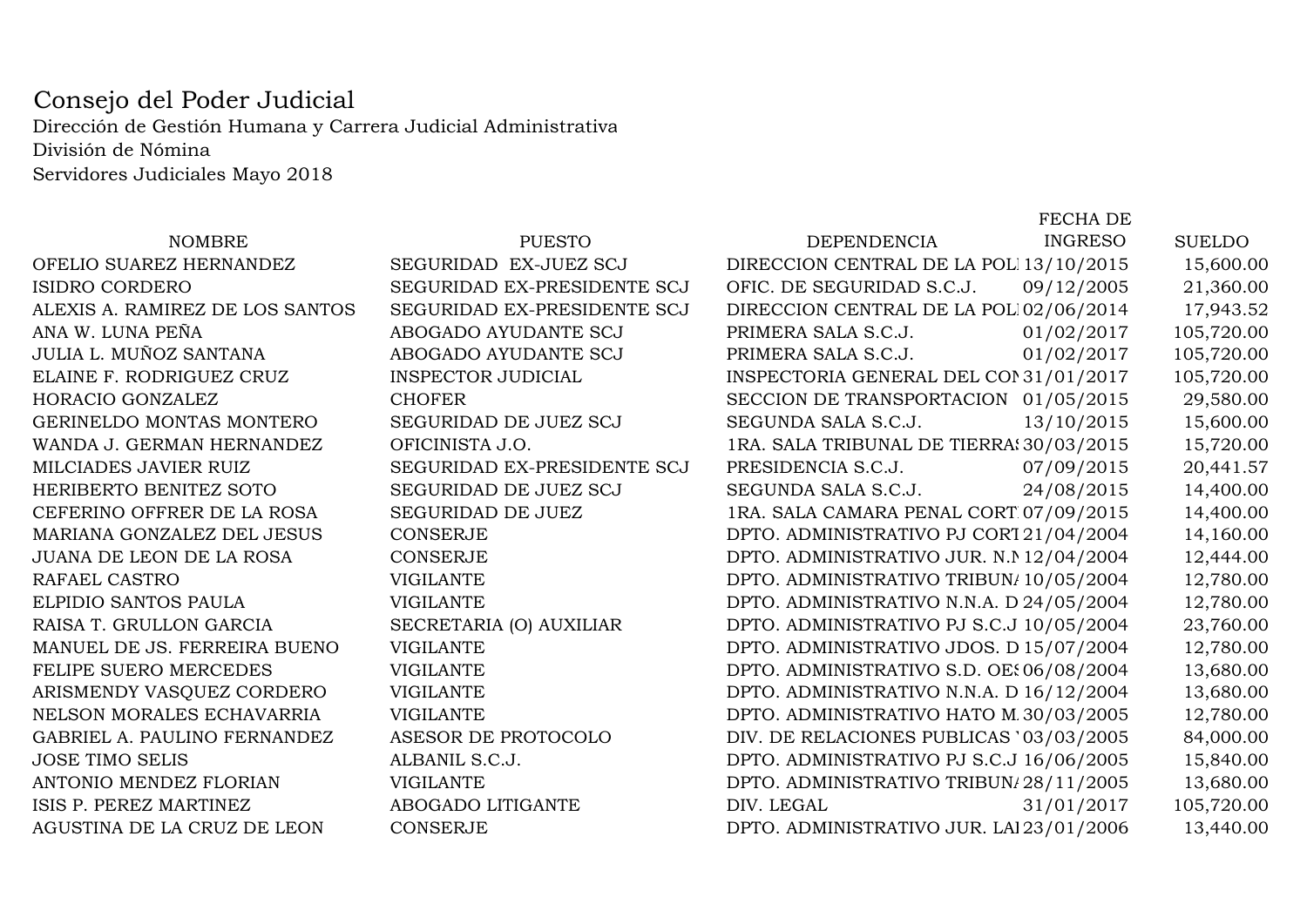# Consejo del Poder Judicial

Dirección de Gestión Humana y Carrera Judicial Administrativa
División de Nómina
Servidores Judiciales Mayo 2018

| NOMBRE | PUESTO | DEPENDENCIA | FECHA DE INGRESO | SUELDO |
|---|---|---|---|---|
| OFELIO SUAREZ HERNANDEZ | SEGURIDAD EX-JUEZ SCJ | DIRECCION CENTRAL DE LA POLI | 13/10/2015 | 15,600.00 |
| ISIDRO CORDERO | SEGURIDAD EX-PRESIDENTE SCJ | OFIC. DE SEGURIDAD S.C.J. | 09/12/2005 | 21,360.00 |
| ALEXIS A. RAMIREZ DE LOS SANTOS | SEGURIDAD EX-PRESIDENTE SCJ | DIRECCION CENTRAL DE LA POLI | 02/06/2014 | 17,943.52 |
| ANA W. LUNA PEÑA | ABOGADO AYUDANTE SCJ | PRIMERA SALA S.C.J. | 01/02/2017 | 105,720.00 |
| JULIA L. MUÑOZ SANTANA | ABOGADO AYUDANTE SCJ | PRIMERA SALA S.C.J. | 01/02/2017 | 105,720.00 |
| ELAINE F. RODRIGUEZ CRUZ | INSPECTOR JUDICIAL | INSPECTORIA GENERAL DEL CON | 31/01/2017 | 105,720.00 |
| HORACIO GONZALEZ | CHOFER | SECCION DE TRANSPORTACION | 01/05/2015 | 29,580.00 |
| GERINELDO MONTAS MONTERO | SEGURIDAD DE JUEZ SCJ | SEGUNDA SALA S.C.J. | 13/10/2015 | 15,600.00 |
| WANDA J. GERMAN HERNANDEZ | OFICINISTA J.O. | 1RA. SALA TRIBUNAL DE TIERRAS | 30/03/2015 | 15,720.00 |
| MILCIADES JAVIER RUIZ | SEGURIDAD EX-PRESIDENTE SCJ | PRESIDENCIA S.C.J. | 07/09/2015 | 20,441.57 |
| HERIBERTO BENITEZ SOTO | SEGURIDAD DE JUEZ SCJ | SEGUNDA SALA S.C.J. | 24/08/2015 | 14,400.00 |
| CEFERINO OFFRER DE LA ROSA | SEGURIDAD DE JUEZ | 1RA. SALA CAMARA PENAL CORT | 07/09/2015 | 14,400.00 |
| MARIANA GONZALEZ DEL JESUS | CONSERJE | DPTO. ADMINISTRATIVO PJ CORT | 21/04/2004 | 14,160.00 |
| JUANA DE LEON DE LA ROSA | CONSERJE | DPTO. ADMINISTRATIVO JUR. N.N | 12/04/2004 | 12,444.00 |
| RAFAEL CASTRO | VIGILANTE | DPTO. ADMINISTRATIVO TRIBUNA | 10/05/2004 | 12,780.00 |
| ELPIDIO SANTOS PAULA | VIGILANTE | DPTO. ADMINISTRATIVO N.N.A. D | 24/05/2004 | 12,780.00 |
| RAISA T. GRULLON GARCIA | SECRETARIA (O) AUXILIAR | DPTO. ADMINISTRATIVO PJ S.C.J | 10/05/2004 | 23,760.00 |
| MANUEL DE JS. FERREIRA BUENO | VIGILANTE | DPTO. ADMINISTRATIVO JDOS. D | 15/07/2004 | 12,780.00 |
| FELIPE SUERO MERCEDES | VIGILANTE | DPTO. ADMINISTRATIVO S.D. OES | 06/08/2004 | 13,680.00 |
| ARISMENDY VASQUEZ CORDERO | VIGILANTE | DPTO. ADMINISTRATIVO N.N.A. D | 16/12/2004 | 13,680.00 |
| NELSON MORALES ECHAVARRIA | VIGILANTE | DPTO. ADMINISTRATIVO HATO M. | 30/03/2005 | 12,780.00 |
| GABRIEL A. PAULINO FERNANDEZ | ASESOR DE PROTOCOLO | DIV. DE RELACIONES PUBLICAS Y | 03/03/2005 | 84,000.00 |
| JOSE TIMO SELIS | ALBANIL S.C.J. | DPTO. ADMINISTRATIVO PJ S.C.J | 16/06/2005 | 15,840.00 |
| ANTONIO MENDEZ FLORIAN | VIGILANTE | DPTO. ADMINISTRATIVO TRIBUNA | 28/11/2005 | 13,680.00 |
| ISIS P. PEREZ MARTINEZ | ABOGADO LITIGANTE | DIV. LEGAL | 31/01/2017 | 105,720.00 |
| AGUSTINA DE LA CRUZ DE LEON | CONSERJE | DPTO. ADMINISTRATIVO JUR. LA | 23/01/2006 | 13,440.00 |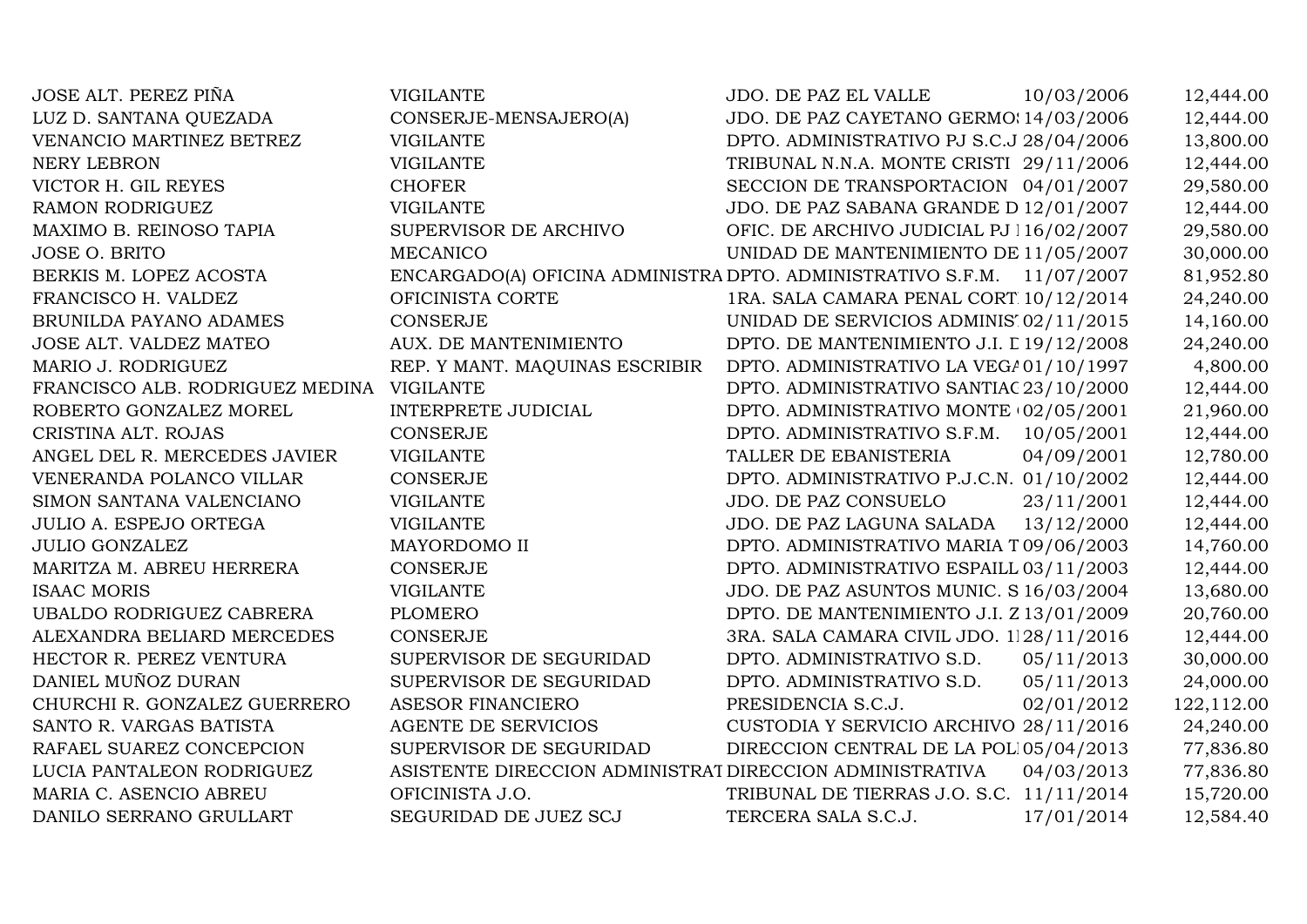| | | | | |
|---|---|---|---|---|
| JOSE ALT. PEREZ PIÑA | VIGILANTE | JDO. DE PAZ EL VALLE | 10/03/2006 | 12,444.00 |
| LUZ D. SANTANA QUEZADA | CONSERJE-MENSAJERO(A) | JDO. DE PAZ CAYETANO GERMO! | 14/03/2006 | 12,444.00 |
| VENANCIO MARTINEZ BETREZ | VIGILANTE | DPTO. ADMINISTRATIVO PJ S.C.J | 28/04/2006 | 13,800.00 |
| NERY LEBRON | VIGILANTE | TRIBUNAL N.N.A. MONTE CRISTI | 29/11/2006 | 12,444.00 |
| VICTOR H. GIL REYES | CHOFER | SECCION DE TRANSPORTACION | 04/01/2007 | 29,580.00 |
| RAMON RODRIGUEZ | VIGILANTE | JDO. DE PAZ SABANA GRANDE D | 12/01/2007 | 12,444.00 |
| MAXIMO B. REINOSO TAPIA | SUPERVISOR DE ARCHIVO | OFIC. DE ARCHIVO JUDICIAL PJ I | 16/02/2007 | 29,580.00 |
| JOSE O. BRITO | MECANICO | UNIDAD DE MANTENIMIENTO DE | 11/05/2007 | 30,000.00 |
| BERKIS M. LOPEZ ACOSTA | ENCARGADO(A) OFICINA ADMINISTRA | DPTO. ADMINISTRATIVO S.F.M. | 11/07/2007 | 81,952.80 |
| FRANCISCO H. VALDEZ | OFICINISTA CORTE | 1RA. SALA CAMARA PENAL CORT | 10/12/2014 | 24,240.00 |
| BRUNILDA PAYANO ADAMES | CONSERJE | UNIDAD DE SERVICIOS ADMINIS | 02/11/2015 | 14,160.00 |
| JOSE ALT. VALDEZ MATEO | AUX. DE MANTENIMIENTO | DPTO. DE MANTENIMIENTO J.I. D | 19/12/2008 | 24,240.00 |
| MARIO J. RODRIGUEZ | REP. Y MANT. MAQUINAS ESCRIBIR | DPTO. ADMINISTRATIVO LA VEGA | 01/10/1997 | 4,800.00 |
| FRANCISCO ALB. RODRIGUEZ MEDINA | VIGILANTE | DPTO. ADMINISTRATIVO SANTIAC | 23/10/2000 | 12,444.00 |
| ROBERTO GONZALEZ MOREL | INTERPRETE JUDICIAL | DPTO. ADMINISTRATIVO MONTE ( | 02/05/2001 | 21,960.00 |
| CRISTINA ALT. ROJAS | CONSERJE | DPTO. ADMINISTRATIVO S.F.M. | 10/05/2001 | 12,444.00 |
| ANGEL DEL R. MERCEDES JAVIER | VIGILANTE | TALLER DE EBANISTERIA | 04/09/2001 | 12,780.00 |
| VENERANDA POLANCO VILLAR | CONSERJE | DPTO. ADMINISTRATIVO P.J.C.N. | 01/10/2002 | 12,444.00 |
| SIMON SANTANA VALENCIANO | VIGILANTE | JDO. DE PAZ CONSUELO | 23/11/2001 | 12,444.00 |
| JULIO A. ESPEJO ORTEGA | VIGILANTE | JDO. DE PAZ LAGUNA SALADA | 13/12/2000 | 12,444.00 |
| JULIO GONZALEZ | MAYORDOMO II | DPTO. ADMINISTRATIVO MARIA T | 09/06/2003 | 14,760.00 |
| MARITZA M. ABREU HERRERA | CONSERJE | DPTO. ADMINISTRATIVO ESPAILL | 03/11/2003 | 12,444.00 |
| ISAAC MORIS | VIGILANTE | JDO. DE PAZ ASUNTOS MUNIC. S | 16/03/2004 | 13,680.00 |
| UBALDO RODRIGUEZ CABRERA | PLOMERO | DPTO. DE MANTENIMIENTO J.I. Z | 13/01/2009 | 20,760.00 |
| ALEXANDRA BELIARD MERCEDES | CONSERJE | 3RA. SALA CAMARA CIVIL JDO. 1 | 28/11/2016 | 12,444.00 |
| HECTOR R. PEREZ VENTURA | SUPERVISOR DE SEGURIDAD | DPTO. ADMINISTRATIVO S.D. | 05/11/2013 | 30,000.00 |
| DANIEL MUÑOZ DURAN | SUPERVISOR DE SEGURIDAD | DPTO. ADMINISTRATIVO S.D. | 05/11/2013 | 24,000.00 |
| CHURCHI R. GONZALEZ GUERRERO | ASESOR FINANCIERO | PRESIDENCIA S.C.J. | 02/01/2012 | 122,112.00 |
| SANTO R. VARGAS BATISTA | AGENTE DE SERVICIOS | CUSTODIA Y SERVICIO ARCHIVO | 28/11/2016 | 24,240.00 |
| RAFAEL SUAREZ CONCEPCION | SUPERVISOR DE SEGURIDAD | DIRECCION CENTRAL DE LA POL | 05/04/2013 | 77,836.80 |
| LUCIA PANTALEON RODRIGUEZ | ASISTENTE DIRECCION ADMINISTRAT | DIRECCION ADMINISTRATIVA | 04/03/2013 | 77,836.80 |
| MARIA C. ASENCIO ABREU | OFICINISTA J.O. | TRIBUNAL DE TIERRAS J.O. S.C. | 11/11/2014 | 15,720.00 |
| DANILO SERRANO GRULLART | SEGURIDAD DE JUEZ SCJ | TERCERA SALA S.C.J. | 17/01/2014 | 12,584.40 |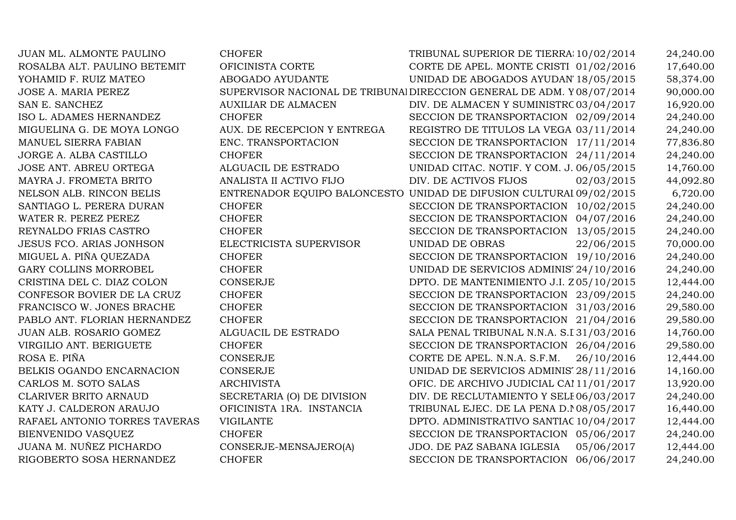| | | | | |
|---|---|---|---|---|
| JUAN ML. ALMONTE PAULINO | CHOFER | TRIBUNAL SUPERIOR DE TIERRA | 10/02/2014 | 24,240.00 |
| ROSALBA ALT. PAULINO BETEMIT | OFICINISTA CORTE | CORTE DE APEL. MONTE CRISTI | 01/02/2016 | 17,640.00 |
| YOHAMID F. RUIZ MATEO | ABOGADO AYUDANTE | UNIDAD DE ABOGADOS AYUDAN | 18/05/2015 | 58,374.00 |
| JOSE A. MARIA PEREZ | SUPERVISOR NACIONAL DE TRIBUNA | DIRECCION GENERAL DE ADM. Y | 08/07/2014 | 90,000.00 |
| SAN E. SANCHEZ | AUXILIAR DE ALMACEN | DIV. DE ALMACEN Y SUMINISTRO | 03/04/2017 | 16,920.00 |
| ISO L. ADAMES HERNANDEZ | CHOFER | SECCION DE TRANSPORTACION | 02/09/2014 | 24,240.00 |
| MIGUELINA G. DE MOYA LONGO | AUX. DE RECEPCION Y ENTREGA | REGISTRO DE TITULOS LA VEGA | 03/11/2014 | 24,240.00 |
| MANUEL SIERRA FABIAN | ENC. TRANSPORTACION | SECCION DE TRANSPORTACION | 17/11/2014 | 77,836.80 |
| JORGE A. ALBA CASTILLO | CHOFER | SECCION DE TRANSPORTACION | 24/11/2014 | 24,240.00 |
| JOSE ANT. ABREU ORTEGA | ALGUACIL DE ESTRADO | UNIDAD CITAC. NOTIF. Y COM. J. | 06/05/2015 | 14,760.00 |
| MAYRA J. FROMETA BRITO | ANALISTA II ACTIVO FIJO | DIV. DE ACTIVOS FIJOS | 02/03/2015 | 44,092.80 |
| NELSON ALB. RINCON BELIS | ENTRENADOR EQUIPO BALONCESTO | UNIDAD DE DIFUSION CULTURAL | 09/02/2015 | 6,720.00 |
| SANTIAGO L. PERERA DURAN | CHOFER | SECCION DE TRANSPORTACION | 10/02/2015 | 24,240.00 |
| WATER R. PEREZ PEREZ | CHOFER | SECCION DE TRANSPORTACION | 04/07/2016 | 24,240.00 |
| REYNALDO FRIAS CASTRO | CHOFER | SECCION DE TRANSPORTACION | 13/05/2015 | 24,240.00 |
| JESUS FCO. ARIAS JONHSON | ELECTRICISTA SUPERVISOR | UNIDAD DE OBRAS | 22/06/2015 | 70,000.00 |
| MIGUEL A. PIÑA QUEZADA | CHOFER | SECCION DE TRANSPORTACION | 19/10/2016 | 24,240.00 |
| GARY COLLINS MORROBEL | CHOFER | UNIDAD DE SERVICIOS ADMINIS | 24/10/2016 | 24,240.00 |
| CRISTINA DEL C. DIAZ COLON | CONSERJE | DPTO. DE MANTENIMIENTO J.I. Z | 05/10/2015 | 12,444.00 |
| CONFESOR BOVIER DE LA CRUZ | CHOFER | SECCION DE TRANSPORTACION | 23/09/2015 | 24,240.00 |
| FRANCISCO W. JONES BRACHE | CHOFER | SECCION DE TRANSPORTACION | 31/03/2016 | 29,580.00 |
| PABLO ANT. FLORIAN HERNANDEZ | CHOFER | SECCION DE TRANSPORTACION | 21/04/2016 | 29,580.00 |
| JUAN ALB. ROSARIO GOMEZ | ALGUACIL DE ESTRADO | SALA PENAL TRIBUNAL N.N.A. S.I | 31/03/2016 | 14,760.00 |
| VIRGILIO ANT. BERIGUETE | CHOFER | SECCION DE TRANSPORTACION | 26/04/2016 | 29,580.00 |
| ROSA E. PIÑA | CONSERJE | CORTE DE APEL. N.N.A. S.F.M. | 26/10/2016 | 12,444.00 |
| BELKIS OGANDO ENCARNACION | CONSERJE | UNIDAD DE SERVICIOS ADMINIS | 28/11/2016 | 14,160.00 |
| CARLOS M. SOTO SALAS | ARCHIVISTA | OFIC. DE ARCHIVO JUDICIAL CA | 11/01/2017 | 13,920.00 |
| CLARIVER BRITO ARNAUD | SECRETARIA (O) DE DIVISION | DIV. DE RECLUTAMIENTO Y SEL | 06/03/2017 | 24,240.00 |
| KATY J. CALDERON ARAUJO | OFICINISTA 1RA. INSTANCIA | TRIBUNAL EJEC. DE LA PENA D.N | 08/05/2017 | 16,440.00 |
| RAFAEL ANTONIO TORRES TAVERAS | VIGILANTE | DPTO. ADMINISTRATIVO SANTIAC | 10/04/2017 | 12,444.00 |
| BIENVENIDO VASQUEZ | CHOFER | SECCION DE TRANSPORTACION | 05/06/2017 | 24,240.00 |
| JUANA M. NUÑEZ PICHARDO | CONSERJE-MENSAJERO(A) | JDO. DE PAZ SABANA IGLESIA | 05/06/2017 | 12,444.00 |
| RIGOBERTO SOSA HERNANDEZ | CHOFER | SECCION DE TRANSPORTACION | 06/06/2017 | 24,240.00 |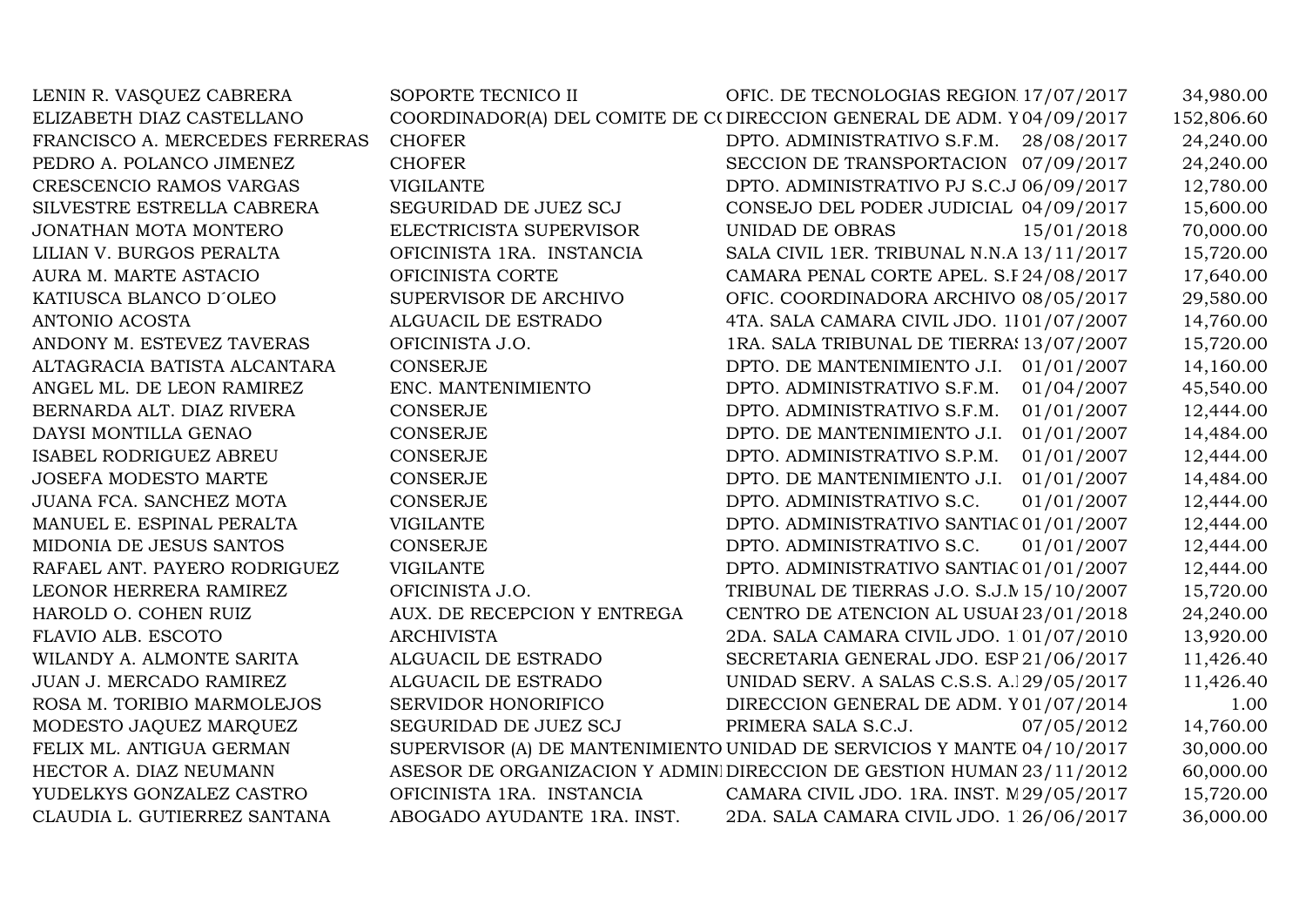| | | | | |
|---|---|---|---|---|
| LENIN R. VASQUEZ CABRERA | SOPORTE TECNICO II | OFIC. DE TECNOLOGIAS REGION | 17/07/2017 | 34,980.00 |
| ELIZABETH DIAZ CASTELLANO | COORDINADOR(A) DEL COMITE DE C( | DIRECCION GENERAL DE ADM. Y | 04/09/2017 | 152,806.60 |
| FRANCISCO A. MERCEDES FERRERAS | CHOFER | DPTO. ADMINISTRATIVO S.F.M. | 28/08/2017 | 24,240.00 |
| PEDRO A. POLANCO JIMENEZ | CHOFER | SECCION DE TRANSPORTACION | 07/09/2017 | 24,240.00 |
| CRESCENCIO RAMOS VARGAS | VIGILANTE | DPTO. ADMINISTRATIVO PJ S.C.J | 06/09/2017 | 12,780.00 |
| SILVESTRE ESTRELLA CABRERA | SEGURIDAD DE JUEZ SCJ | CONSEJO DEL PODER JUDICIAL | 04/09/2017 | 15,600.00 |
| JONATHAN MOTA MONTERO | ELECTRICISTA SUPERVISOR | UNIDAD DE OBRAS | 15/01/2018 | 70,000.00 |
| LILIAN V. BURGOS PERALTA | OFICINISTA 1RA. INSTANCIA | SALA CIVIL 1ER. TRIBUNAL N.N.A | 13/11/2017 | 15,720.00 |
| AURA M. MARTE ASTACIO | OFICINISTA CORTE | CAMARA PENAL CORTE APEL. S.F | 24/08/2017 | 17,640.00 |
| KATIUSCA BLANCO D´OLEO | SUPERVISOR DE ARCHIVO | OFIC. COORDINADORA ARCHIVO | 08/05/2017 | 29,580.00 |
| ANTONIO ACOSTA | ALGUACIL DE ESTRADO | 4TA. SALA CAMARA CIVIL JDO. 1I | 01/07/2007 | 14,760.00 |
| ANDONY M. ESTEVEZ TAVERAS | OFICINISTA J.O. | 1RA. SALA TRIBUNAL DE TIERRAS | 13/07/2007 | 15,720.00 |
| ALTAGRACIA BATISTA ALCANTARA | CONSERJE | DPTO. DE MANTENIMIENTO J.I. | 01/01/2007 | 14,160.00 |
| ANGEL ML. DE LEON RAMIREZ | ENC. MANTENIMIENTO | DPTO. ADMINISTRATIVO S.F.M. | 01/04/2007 | 45,540.00 |
| BERNARDA ALT. DIAZ RIVERA | CONSERJE | DPTO. ADMINISTRATIVO S.F.M. | 01/01/2007 | 12,444.00 |
| DAYSI MONTILLA GENAO | CONSERJE | DPTO. DE MANTENIMIENTO J.I. | 01/01/2007 | 14,484.00 |
| ISABEL RODRIGUEZ ABREU | CONSERJE | DPTO. ADMINISTRATIVO S.P.M. | 01/01/2007 | 12,444.00 |
| JOSEFA MODESTO MARTE | CONSERJE | DPTO. DE MANTENIMIENTO J.I. | 01/01/2007 | 14,484.00 |
| JUANA FCA. SANCHEZ MOTA | CONSERJE | DPTO. ADMINISTRATIVO S.C. | 01/01/2007 | 12,444.00 |
| MANUEL E. ESPINAL PERALTA | VIGILANTE | DPTO. ADMINISTRATIVO SANTIAC | 01/01/2007 | 12,444.00 |
| MIDONIA DE JESUS SANTOS | CONSERJE | DPTO. ADMINISTRATIVO S.C. | 01/01/2007 | 12,444.00 |
| RAFAEL ANT. PAYERO RODRIGUEZ | VIGILANTE | DPTO. ADMINISTRATIVO SANTIAC | 01/01/2007 | 12,444.00 |
| LEONOR HERRERA RAMIREZ | OFICINISTA J.O. | TRIBUNAL DE TIERRAS J.O. S.J.M | 15/10/2007 | 15,720.00 |
| HAROLD O. COHEN RUIZ | AUX. DE RECEPCION Y ENTREGA | CENTRO DE ATENCION AL USUAI | 23/01/2018 | 24,240.00 |
| FLAVIO ALB. ESCOTO | ARCHIVISTA | 2DA. SALA CAMARA CIVIL JDO. 1 | 01/07/2010 | 13,920.00 |
| WILANDY A. ALMONTE SARITA | ALGUACIL DE ESTRADO | SECRETARIA GENERAL JDO. ESP | 21/06/2017 | 11,426.40 |
| JUAN J. MERCADO RAMIREZ | ALGUACIL DE ESTRADO | UNIDAD SERV. A SALAS C.S.S. A. | 29/05/2017 | 11,426.40 |
| ROSA M. TORIBIO MARMOLEJOS | SERVIDOR HONORIFICO | DIRECCION GENERAL DE ADM. Y | 01/07/2014 | 1.00 |
| MODESTO JAQUEZ MARQUEZ | SEGURIDAD DE JUEZ SCJ | PRIMERA SALA S.C.J. | 07/05/2012 | 14,760.00 |
| FELIX ML. ANTIGUA GERMAN | SUPERVISOR (A) DE MANTENIMIENTO | UNIDAD DE SERVICIOS Y MANTE | 04/10/2017 | 30,000.00 |
| HECTOR A. DIAZ NEUMANN | ASESOR DE ORGANIZACION Y ADMINI | DIRECCION DE GESTION HUMAN | 23/11/2012 | 60,000.00 |
| YUDELKYS GONZALEZ CASTRO | OFICINISTA 1RA. INSTANCIA | CAMARA CIVIL JDO. 1RA. INST. M | 29/05/2017 | 15,720.00 |
| CLAUDIA L. GUTIERREZ SANTANA | ABOGADO AYUDANTE 1RA. INST. | 2DA. SALA CAMARA CIVIL JDO. 1 | 26/06/2017 | 36,000.00 |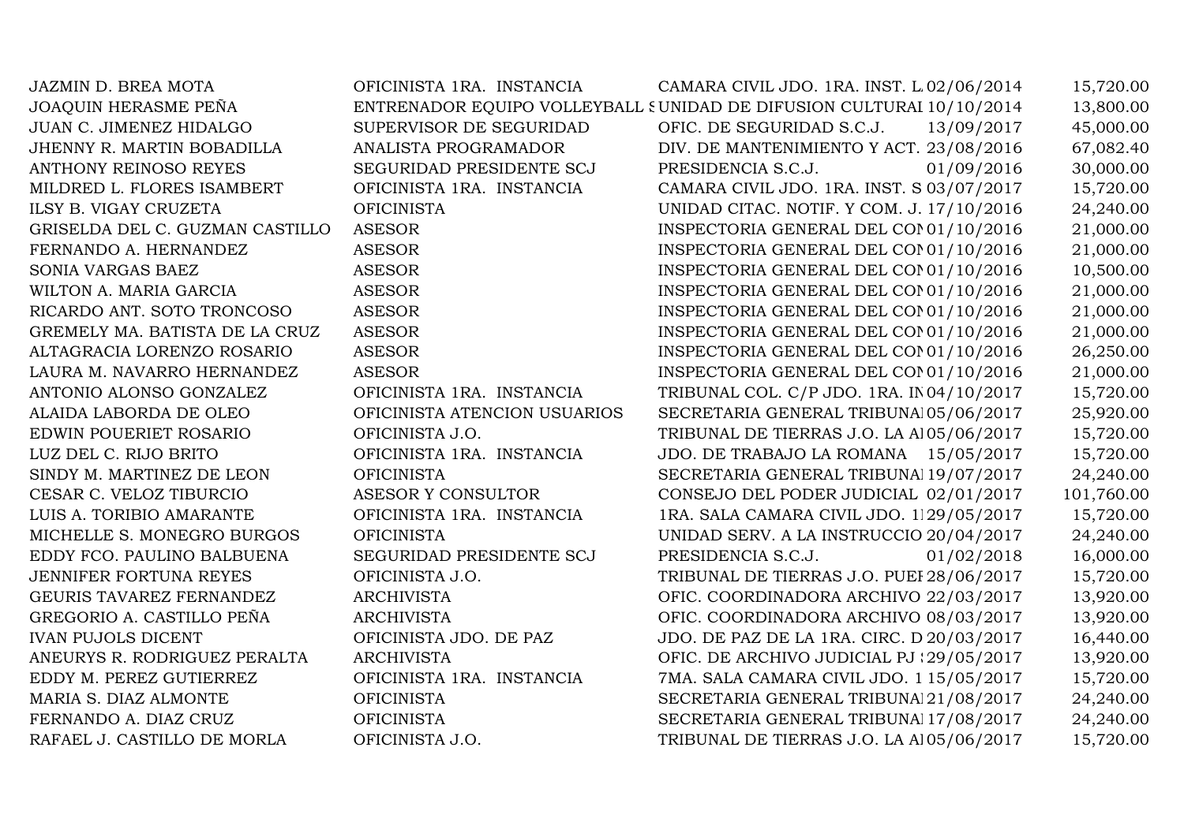| | | | | |
|---|---|---|---|---|
| JAZMIN D. BREA MOTA | OFICINISTA 1RA. INSTANCIA | CAMARA CIVIL JDO. 1RA. INST. L | 02/06/2014 | 15,720.00 |
| JOAQUIN HERASME PEÑA | ENTRENADOR EQUIPO VOLLEYBALL S | UNIDAD DE DIFUSION CULTURAL | 10/10/2014 | 13,800.00 |
| JUAN C. JIMENEZ HIDALGO | SUPERVISOR DE SEGURIDAD | OFIC. DE SEGURIDAD S.C.J. | 13/09/2017 | 45,000.00 |
| JHENNY R. MARTIN BOBADILLA | ANALISTA PROGRAMADOR | DIV. DE MANTENIMIENTO Y ACT. | 23/08/2016 | 67,082.40 |
| ANTHONY REINOSO REYES | SEGURIDAD PRESIDENTE SCJ | PRESIDENCIA S.C.J. | 01/09/2016 | 30,000.00 |
| MILDRED L. FLORES ISAMBERT | OFICINISTA 1RA. INSTANCIA | CAMARA CIVIL JDO. 1RA. INST. S | 03/07/2017 | 15,720.00 |
| ILSY B. VIGAY CRUZETA | OFICINISTA | UNIDAD CITAC. NOTIF. Y COM. J. | 17/10/2016 | 24,240.00 |
| GRISELDA DEL C. GUZMAN CASTILLO | ASESOR | INSPECTORIA GENERAL DEL CON | 01/10/2016 | 21,000.00 |
| FERNANDO A. HERNANDEZ | ASESOR | INSPECTORIA GENERAL DEL CON | 01/10/2016 | 21,000.00 |
| SONIA VARGAS BAEZ | ASESOR | INSPECTORIA GENERAL DEL CON | 01/10/2016 | 10,500.00 |
| WILTON A. MARIA GARCIA | ASESOR | INSPECTORIA GENERAL DEL CON | 01/10/2016 | 21,000.00 |
| RICARDO ANT. SOTO TRONCOSO | ASESOR | INSPECTORIA GENERAL DEL CON | 01/10/2016 | 21,000.00 |
| GREMELY MA. BATISTA DE LA CRUZ | ASESOR | INSPECTORIA GENERAL DEL CON | 01/10/2016 | 21,000.00 |
| ALTAGRACIA LORENZO ROSARIO | ASESOR | INSPECTORIA GENERAL DEL CON | 01/10/2016 | 26,250.00 |
| LAURA M. NAVARRO HERNANDEZ | ASESOR | INSPECTORIA GENERAL DEL CON | 01/10/2016 | 21,000.00 |
| ANTONIO ALONSO GONZALEZ | OFICINISTA 1RA. INSTANCIA | TRIBUNAL COL. C/P JDO. 1RA. IN | 04/10/2017 | 15,720.00 |
| ALAIDA LABORDA DE OLEO | OFICINISTA ATENCION USUARIOS | SECRETARIA GENERAL TRIBUNAL | 05/06/2017 | 25,920.00 |
| EDWIN POUERIET ROSARIO | OFICINISTA J.O. | TRIBUNAL DE TIERRAS J.O. LA AL | 05/06/2017 | 15,720.00 |
| LUZ DEL C. RIJO BRITO | OFICINISTA 1RA. INSTANCIA | JDO. DE TRABAJO LA ROMANA | 15/05/2017 | 15,720.00 |
| SINDY M. MARTINEZ DE LEON | OFICINISTA | SECRETARIA GENERAL TRIBUNAL | 19/07/2017 | 24,240.00 |
| CESAR C. VELOZ TIBURCIO | ASESOR Y CONSULTOR | CONSEJO DEL PODER JUDICIAL | 02/01/2017 | 101,760.00 |
| LUIS A. TORIBIO AMARANTE | OFICINISTA 1RA. INSTANCIA | 1RA. SALA CAMARA CIVIL JDO. 1 | 29/05/2017 | 15,720.00 |
| MICHELLE S. MONEGRO BURGOS | OFICINISTA | UNIDAD SERV. A LA INSTRUCCIO | 20/04/2017 | 24,240.00 |
| EDDY FCO. PAULINO BALBUENA | SEGURIDAD PRESIDENTE SCJ | PRESIDENCIA S.C.J. | 01/02/2018 | 16,000.00 |
| JENNIFER FORTUNA REYES | OFICINISTA J.O. | TRIBUNAL DE TIERRAS J.O. PUEF | 28/06/2017 | 15,720.00 |
| GEURIS TAVAREZ FERNANDEZ | ARCHIVISTA | OFIC. COORDINADORA ARCHIVO | 22/03/2017 | 13,920.00 |
| GREGORIO A. CASTILLO PEÑA | ARCHIVISTA | OFIC. COORDINADORA ARCHIVO | 08/03/2017 | 13,920.00 |
| IVAN PUJOLS DICENT | OFICINISTA JDO. DE PAZ | JDO. DE PAZ DE LA 1RA. CIRC. D | 20/03/2017 | 16,440.00 |
| ANEURYS R. RODRIGUEZ PERALTA | ARCHIVISTA | OFIC. DE ARCHIVO JUDICIAL PJ | 29/05/2017 | 13,920.00 |
| EDDY M. PEREZ GUTIERREZ | OFICINISTA 1RA. INSTANCIA | 7MA. SALA CAMARA CIVIL JDO. 1 | 15/05/2017 | 15,720.00 |
| MARIA S. DIAZ ALMONTE | OFICINISTA | SECRETARIA GENERAL TRIBUNAL | 21/08/2017 | 24,240.00 |
| FERNANDO A. DIAZ CRUZ | OFICINISTA | SECRETARIA GENERAL TRIBUNAL | 17/08/2017 | 24,240.00 |
| RAFAEL J. CASTILLO DE MORLA | OFICINISTA J.O. | TRIBUNAL DE TIERRAS J.O. LA AL | 05/06/2017 | 15,720.00 |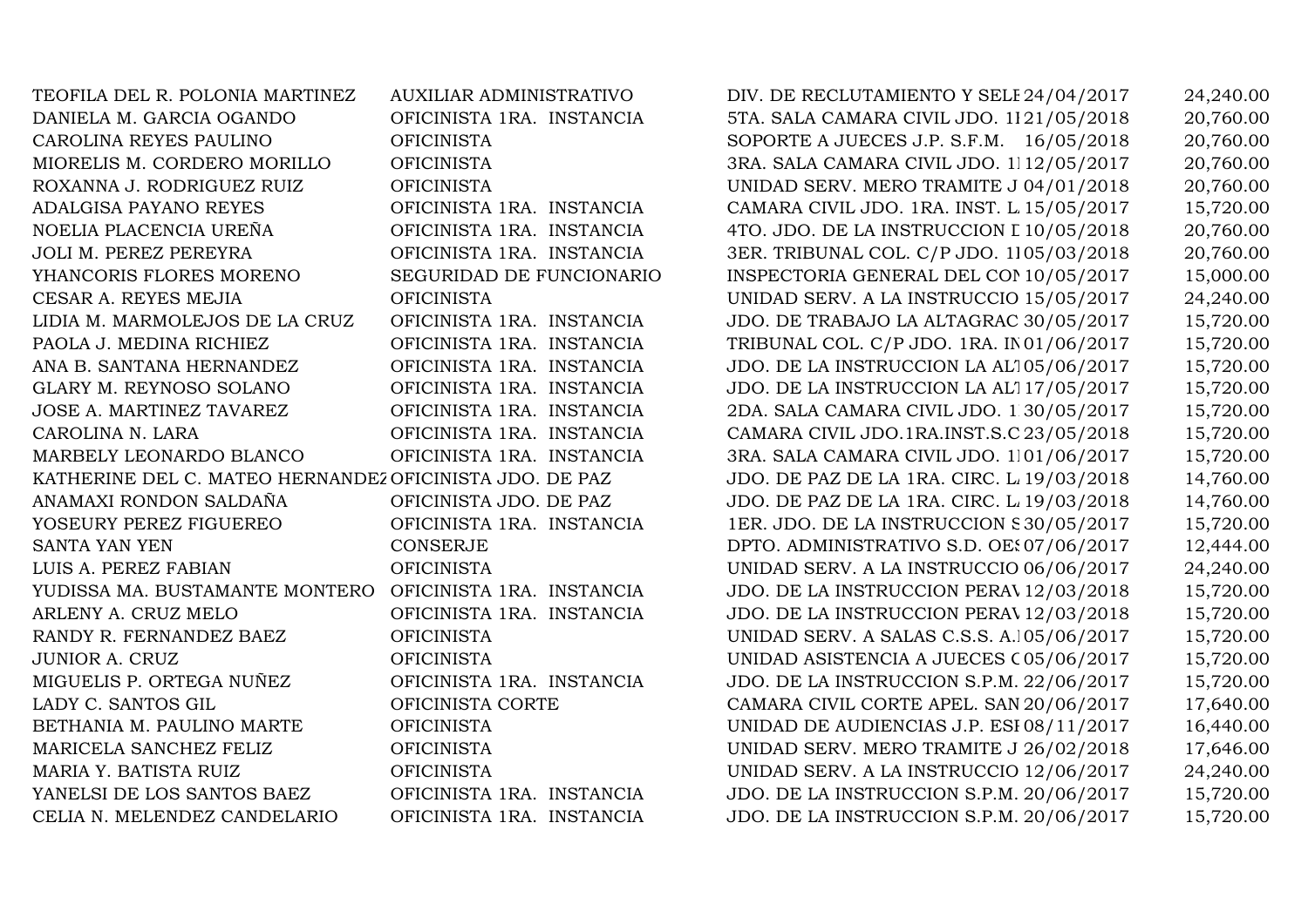| | | | | |
|---|---|---|---|---|
| TEOFILA DEL R. POLONIA MARTINEZ | AUXILIAR ADMINISTRATIVO | DIV. DE RECLUTAMIENTO Y SELE | 24/04/2017 | 24,240.00 |
| DANIELA M. GARCIA OGANDO | OFICINISTA 1RA. INSTANCIA | 5TA. SALA CAMARA CIVIL JDO. 1I | 21/05/2018 | 20,760.00 |
| CAROLINA REYES PAULINO | OFICINISTA | SOPORTE A JUECES J.P. S.F.M. | 16/05/2018 | 20,760.00 |
| MIORELIS M. CORDERO MORILLO | OFICINISTA | 3RA. SALA CAMARA CIVIL JDO. 1I | 12/05/2017 | 20,760.00 |
| ROXANNA J. RODRIGUEZ RUIZ | OFICINISTA | UNIDAD SERV. MERO TRAMITE J | 04/01/2018 | 20,760.00 |
| ADALGISA PAYANO REYES | OFICINISTA 1RA. INSTANCIA | CAMARA CIVIL JDO. 1RA. INST. L | 15/05/2017 | 15,720.00 |
| NOELIA PLACENCIA UREÑA | OFICINISTA 1RA. INSTANCIA | 4TO. JDO. DE LA INSTRUCCION I | 10/05/2018 | 20,760.00 |
| JOLI M. PEREZ PEREYRA | OFICINISTA 1RA. INSTANCIA | 3ER. TRIBUNAL COL. C/P JDO. 1I | 05/03/2018 | 20,760.00 |
| YHANCORIS FLORES MORENO | SEGURIDAD DE FUNCIONARIO | INSPECTORIA GENERAL DEL CON | 10/05/2017 | 15,000.00 |
| CESAR A. REYES MEJIA | OFICINISTA | UNIDAD SERV. A LA INSTRUCCIO | 15/05/2017 | 24,240.00 |
| LIDIA M. MARMOLEJOS DE LA CRUZ | OFICINISTA 1RA. INSTANCIA | JDO. DE TRABAJO LA ALTAGRAC | 30/05/2017 | 15,720.00 |
| PAOLA J. MEDINA RICHIEZ | OFICINISTA 1RA. INSTANCIA | TRIBUNAL COL. C/P JDO. 1RA. IN | 01/06/2017 | 15,720.00 |
| ANA B. SANTANA HERNANDEZ | OFICINISTA 1RA. INSTANCIA | JDO. DE LA INSTRUCCION LA AL | 05/06/2017 | 15,720.00 |
| GLARY M. REYNOSO SOLANO | OFICINISTA 1RA. INSTANCIA | JDO. DE LA INSTRUCCION LA AL | 17/05/2017 | 15,720.00 |
| JOSE A. MARTINEZ TAVAREZ | OFICINISTA 1RA. INSTANCIA | 2DA. SALA CAMARA CIVIL JDO. 1 | 30/05/2017 | 15,720.00 |
| CAROLINA N. LARA | OFICINISTA 1RA. INSTANCIA | CAMARA CIVIL JDO.1RA.INST.S.C | 23/05/2018 | 15,720.00 |
| MARBELY LEONARDO BLANCO | OFICINISTA 1RA. INSTANCIA | 3RA. SALA CAMARA CIVIL JDO. 1I | 01/06/2017 | 15,720.00 |
| KATHERINE DEL C. MATEO HERNANDEZ | OFICINISTA JDO. DE PAZ | JDO. DE PAZ DE LA 1RA. CIRC. L | 19/03/2018 | 14,760.00 |
| ANAMAXI RONDON SALDAÑA | OFICINISTA JDO. DE PAZ | JDO. DE PAZ DE LA 1RA. CIRC. L | 19/03/2018 | 14,760.00 |
| YOSEURY PEREZ FIGUEREO | OFICINISTA 1RA. INSTANCIA | 1ER. JDO. DE LA INSTRUCCION S | 30/05/2017 | 15,720.00 |
| SANTA YAN YEN | CONSERJE | DPTO. ADMINISTRATIVO S.D. OES | 07/06/2017 | 12,444.00 |
| LUIS A. PEREZ FABIAN | OFICINISTA | UNIDAD SERV. A LA INSTRUCCIO | 06/06/2017 | 24,240.00 |
| YUDISSA MA. BUSTAMANTE MONTERO | OFICINISTA 1RA. INSTANCIA | JDO. DE LA INSTRUCCION PERAV | 12/03/2018 | 15,720.00 |
| ARLENY A. CRUZ MELO | OFICINISTA 1RA. INSTANCIA | JDO. DE LA INSTRUCCION PERAV | 12/03/2018 | 15,720.00 |
| RANDY R. FERNANDEZ BAEZ | OFICINISTA | UNIDAD SERV. A SALAS C.S.S. A. | 05/06/2017 | 15,720.00 |
| JUNIOR A. CRUZ | OFICINISTA | UNIDAD ASISTENCIA A JUECES C | 05/06/2017 | 15,720.00 |
| MIGUELIS P. ORTEGA NUÑEZ | OFICINISTA 1RA. INSTANCIA | JDO. DE LA INSTRUCCION S.P.M. | 22/06/2017 | 15,720.00 |
| LADY C. SANTOS GIL | OFICINISTA CORTE | CAMARA CIVIL CORTE APEL. SAN | 20/06/2017 | 17,640.00 |
| BETHANIA M. PAULINO MARTE | OFICINISTA | UNIDAD DE AUDIENCIAS J.P. ESI | 08/11/2017 | 16,440.00 |
| MARICELA SANCHEZ FELIZ | OFICINISTA | UNIDAD SERV. MERO TRAMITE J | 26/02/2018 | 17,646.00 |
| MARIA Y. BATISTA RUIZ | OFICINISTA | UNIDAD SERV. A LA INSTRUCCIO | 12/06/2017 | 24,240.00 |
| YANELSI DE LOS SANTOS BAEZ | OFICINISTA 1RA. INSTANCIA | JDO. DE LA INSTRUCCION S.P.M. | 20/06/2017 | 15,720.00 |
| CELIA N. MELENDEZ CANDELARIO | OFICINISTA 1RA. INSTANCIA | JDO. DE LA INSTRUCCION S.P.M. | 20/06/2017 | 15,720.00 |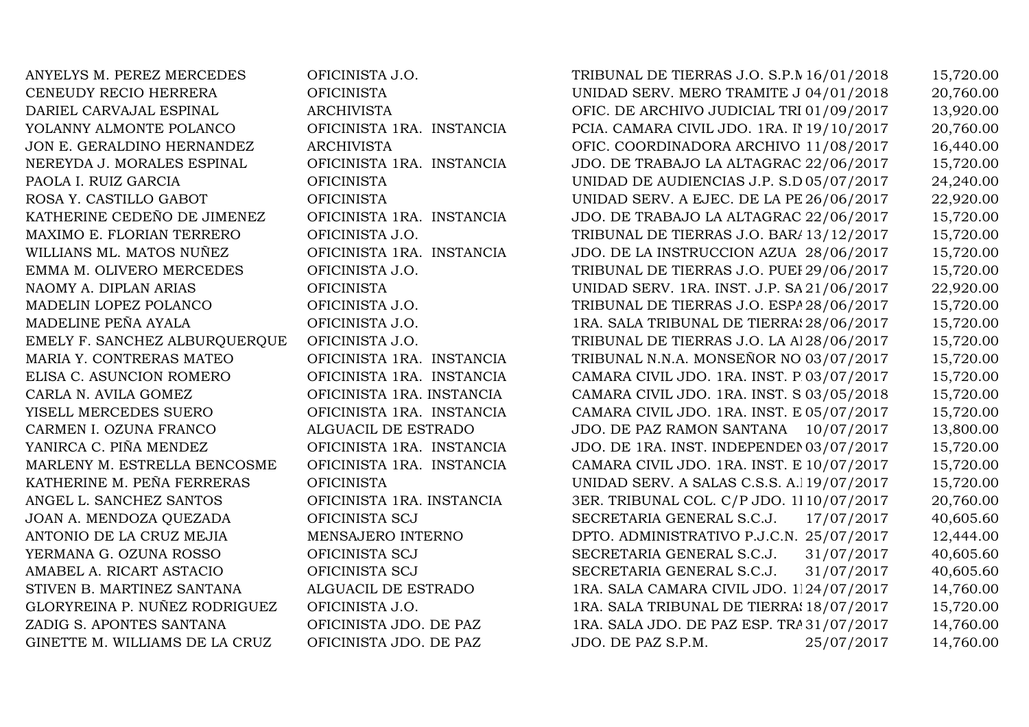| | | | | |
|---|---|---|---|---|
| ANYELYS M. PEREZ MERCEDES | OFICINISTA J.O. | TRIBUNAL DE TIERRAS J.O. S.P.M | 16/01/2018 | 15,720.00 |
| CENEUDY RECIO HERRERA | OFICINISTA | UNIDAD SERV. MERO TRAMITE J | 04/01/2018 | 20,760.00 |
| DARIEL CARVAJAL ESPINAL | ARCHIVISTA | OFIC. DE ARCHIVO JUDICIAL TRI | 01/09/2017 | 13,920.00 |
| YOLANNY ALMONTE POLANCO | OFICINISTA 1RA. INSTANCIA | PCIA. CAMARA CIVIL JDO. 1RA. IN | 19/10/2017 | 20,760.00 |
| JON E. GERALDINO HERNANDEZ | ARCHIVISTA | OFIC. COORDINADORA ARCHIVO | 11/08/2017 | 16,440.00 |
| NEREYDA J. MORALES ESPINAL | OFICINISTA 1RA. INSTANCIA | JDO. DE TRABAJO LA ALTAGRAC | 22/06/2017 | 15,720.00 |
| PAOLA I. RUIZ GARCIA | OFICINISTA | UNIDAD DE AUDIENCIAS J.P. S.D | 05/07/2017 | 24,240.00 |
| ROSA Y. CASTILLO GABOT | OFICINISTA | UNIDAD SERV. A EJEC. DE LA PE | 26/06/2017 | 22,920.00 |
| KATHERINE CEDEÑO DE JIMENEZ | OFICINISTA 1RA. INSTANCIA | JDO. DE TRABAJO LA ALTAGRAC | 22/06/2017 | 15,720.00 |
| MAXIMO E. FLORIAN TERRERO | OFICINISTA J.O. | TRIBUNAL DE TIERRAS J.O. BAR/ | 13/12/2017 | 15,720.00 |
| WILLIANS ML. MATOS NUÑEZ | OFICINISTA 1RA. INSTANCIA | JDO. DE LA INSTRUCCION AZUA | 28/06/2017 | 15,720.00 |
| EMMA M. OLIVERO MERCEDES | OFICINISTA J.O. | TRIBUNAL DE TIERRAS J.O. PUEI | 29/06/2017 | 15,720.00 |
| NAOMY A. DIPLAN ARIAS | OFICINISTA | UNIDAD SERV. 1RA. INST. J.P. SA | 21/06/2017 | 22,920.00 |
| MADELIN LOPEZ POLANCO | OFICINISTA J.O. | TRIBUNAL DE TIERRAS J.O. ESPA | 28/06/2017 | 15,720.00 |
| MADELINE PEÑA AYALA | OFICINISTA J.O. | 1RA. SALA TRIBUNAL DE TIERRAS | 28/06/2017 | 15,720.00 |
| EMELY F. SANCHEZ ALBURQUERQUE | OFICINISTA J.O. | TRIBUNAL DE TIERRAS J.O. LA AI | 28/06/2017 | 15,720.00 |
| MARIA Y. CONTRERAS MATEO | OFICINISTA 1RA. INSTANCIA | TRIBUNAL N.N.A. MONSEÑOR NO | 03/07/2017 | 15,720.00 |
| ELISA C. ASUNCION ROMERO | OFICINISTA 1RA. INSTANCIA | CAMARA CIVIL JDO. 1RA. INST. P | 03/07/2017 | 15,720.00 |
| CARLA N. AVILA GOMEZ | OFICINISTA 1RA. INSTANCIA | CAMARA CIVIL JDO. 1RA. INST. S | 03/05/2018 | 15,720.00 |
| YISELL MERCEDES SUERO | OFICINISTA 1RA. INSTANCIA | CAMARA CIVIL JDO. 1RA. INST. E | 05/07/2017 | 15,720.00 |
| CARMEN I. OZUNA FRANCO | ALGUACIL DE ESTRADO | JDO. DE PAZ RAMON SANTANA | 10/07/2017 | 13,800.00 |
| YANIRCA C. PIÑA MENDEZ | OFICINISTA 1RA. INSTANCIA | JDO. DE 1RA. INST. INDEPENDEN | 03/07/2017 | 15,720.00 |
| MARLENY M. ESTRELLA BENCOSME | OFICINISTA 1RA. INSTANCIA | CAMARA CIVIL JDO. 1RA. INST. E | 10/07/2017 | 15,720.00 |
| KATHERINE M. PEÑA FERRERAS | OFICINISTA | UNIDAD SERV. A SALAS C.S.S. A.I | 19/07/2017 | 15,720.00 |
| ANGEL L. SANCHEZ SANTOS | OFICINISTA 1RA. INSTANCIA | 3ER. TRIBUNAL COL. C/P JDO. 1I | 10/07/2017 | 20,760.00 |
| JOAN A. MENDOZA QUEZADA | OFICINISTA SCJ | SECRETARIA GENERAL S.C.J. | 17/07/2017 | 40,605.60 |
| ANTONIO DE LA CRUZ MEJIA | MENSAJERO INTERNO | DPTO. ADMINISTRATIVO P.J.C.N. | 25/07/2017 | 12,444.00 |
| YERMANA G. OZUNA ROSSO | OFICINISTA SCJ | SECRETARIA GENERAL S.C.J. | 31/07/2017 | 40,605.60 |
| AMABEL A. RICART ASTACIO | OFICINISTA SCJ | SECRETARIA GENERAL S.C.J. | 31/07/2017 | 40,605.60 |
| STIVEN B. MARTINEZ SANTANA | ALGUACIL DE ESTRADO | 1RA. SALA CAMARA CIVIL JDO. 1I | 24/07/2017 | 14,760.00 |
| GLORYREINA P. NUÑEZ RODRIGUEZ | OFICINISTA J.O. | 1RA. SALA TRIBUNAL DE TIERRAS | 18/07/2017 | 15,720.00 |
| ZADIG S. APONTES SANTANA | OFICINISTA JDO. DE PAZ | 1RA. SALA JDO. DE PAZ ESP. TRA | 31/07/2017 | 14,760.00 |
| GINETTE M. WILLIAMS DE LA CRUZ | OFICINISTA JDO. DE PAZ | JDO. DE PAZ S.P.M. | 25/07/2017 | 14,760.00 |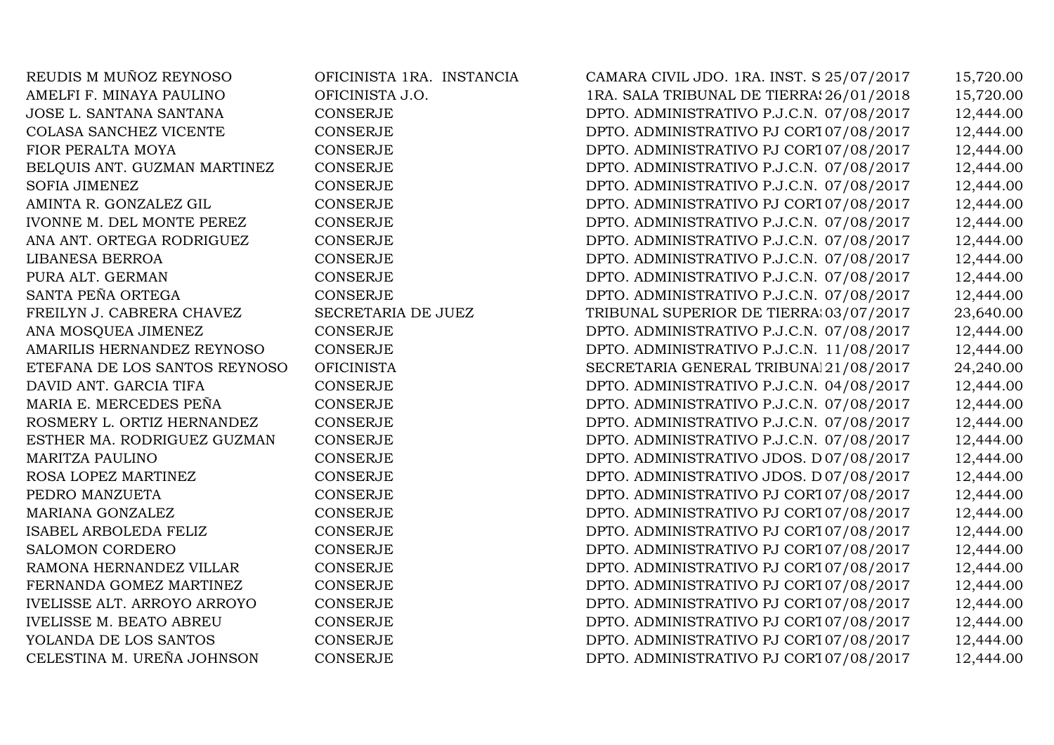| | | | | |
|---|---|---|---|---|
| REUDIS M MUÑOZ REYNOSO | OFICINISTA 1RA. INSTANCIA | CAMARA CIVIL JDO. 1RA. INST. S | 25/07/2017 | 15,720.00 |
| AMELFI F. MINAYA PAULINO | OFICINISTA J.O. | 1RA. SALA TRIBUNAL DE TIERRAS | 26/01/2018 | 15,720.00 |
| JOSE L. SANTANA SANTANA | CONSERJE | DPTO. ADMINISTRATIVO P.J.C.N. | 07/08/2017 | 12,444.00 |
| COLASA SANCHEZ VICENTE | CONSERJE | DPTO. ADMINISTRATIVO PJ CORT | 07/08/2017 | 12,444.00 |
| FIOR PERALTA MOYA | CONSERJE | DPTO. ADMINISTRATIVO PJ CORT | 07/08/2017 | 12,444.00 |
| BELQUIS ANT. GUZMAN MARTINEZ | CONSERJE | DPTO. ADMINISTRATIVO P.J.C.N. | 07/08/2017 | 12,444.00 |
| SOFIA JIMENEZ | CONSERJE | DPTO. ADMINISTRATIVO P.J.C.N. | 07/08/2017 | 12,444.00 |
| AMINTA R. GONZALEZ GIL | CONSERJE | DPTO. ADMINISTRATIVO PJ CORT | 07/08/2017 | 12,444.00 |
| IVONNE M. DEL MONTE PEREZ | CONSERJE | DPTO. ADMINISTRATIVO P.J.C.N. | 07/08/2017 | 12,444.00 |
| ANA ANT. ORTEGA RODRIGUEZ | CONSERJE | DPTO. ADMINISTRATIVO P.J.C.N. | 07/08/2017 | 12,444.00 |
| LIBANESA BERROA | CONSERJE | DPTO. ADMINISTRATIVO P.J.C.N. | 07/08/2017 | 12,444.00 |
| PURA ALT. GERMAN | CONSERJE | DPTO. ADMINISTRATIVO P.J.C.N. | 07/08/2017 | 12,444.00 |
| SANTA PEÑA ORTEGA | CONSERJE | DPTO. ADMINISTRATIVO P.J.C.N. | 07/08/2017 | 12,444.00 |
| FREILYN J. CABRERA CHAVEZ | SECRETARIA DE JUEZ | TRIBUNAL SUPERIOR DE TIERRAS | 03/07/2017 | 23,640.00 |
| ANA MOSQUEA JIMENEZ | CONSERJE | DPTO. ADMINISTRATIVO P.J.C.N. | 07/08/2017 | 12,444.00 |
| AMARILIS HERNANDEZ REYNOSO | CONSERJE | DPTO. ADMINISTRATIVO P.J.C.N. | 11/08/2017 | 12,444.00 |
| ETEFANA DE LOS SANTOS REYNOSO | OFICINISTA | SECRETARIA GENERAL TRIBUNAL | 21/08/2017 | 24,240.00 |
| DAVID ANT. GARCIA TIFA | CONSERJE | DPTO. ADMINISTRATIVO P.J.C.N. | 04/08/2017 | 12,444.00 |
| MARIA E. MERCEDES PEÑA | CONSERJE | DPTO. ADMINISTRATIVO P.J.C.N. | 07/08/2017 | 12,444.00 |
| ROSMERY L. ORTIZ HERNANDEZ | CONSERJE | DPTO. ADMINISTRATIVO P.J.C.N. | 07/08/2017 | 12,444.00 |
| ESTHER MA. RODRIGUEZ GUZMAN | CONSERJE | DPTO. ADMINISTRATIVO P.J.C.N. | 07/08/2017 | 12,444.00 |
| MARITZA PAULINO | CONSERJE | DPTO. ADMINISTRATIVO JDOS. D | 07/08/2017 | 12,444.00 |
| ROSA LOPEZ MARTINEZ | CONSERJE | DPTO. ADMINISTRATIVO JDOS. D | 07/08/2017 | 12,444.00 |
| PEDRO MANZUETA | CONSERJE | DPTO. ADMINISTRATIVO PJ CORT | 07/08/2017 | 12,444.00 |
| MARIANA GONZALEZ | CONSERJE | DPTO. ADMINISTRATIVO PJ CORT | 07/08/2017 | 12,444.00 |
| ISABEL ARBOLEDA FELIZ | CONSERJE | DPTO. ADMINISTRATIVO PJ CORT | 07/08/2017 | 12,444.00 |
| SALOMON CORDERO | CONSERJE | DPTO. ADMINISTRATIVO PJ CORT | 07/08/2017 | 12,444.00 |
| RAMONA HERNANDEZ VILLAR | CONSERJE | DPTO. ADMINISTRATIVO PJ CORT | 07/08/2017 | 12,444.00 |
| FERNANDA GOMEZ MARTINEZ | CONSERJE | DPTO. ADMINISTRATIVO PJ CORT | 07/08/2017 | 12,444.00 |
| IVELISSE ALT. ARROYO ARROYO | CONSERJE | DPTO. ADMINISTRATIVO PJ CORT | 07/08/2017 | 12,444.00 |
| IVELISSE M. BEATO ABREU | CONSERJE | DPTO. ADMINISTRATIVO PJ CORT | 07/08/2017 | 12,444.00 |
| YOLANDA DE LOS SANTOS | CONSERJE | DPTO. ADMINISTRATIVO PJ CORT | 07/08/2017 | 12,444.00 |
| CELESTINA M. UREÑA JOHNSON | CONSERJE | DPTO. ADMINISTRATIVO PJ CORT | 07/08/2017 | 12,444.00 |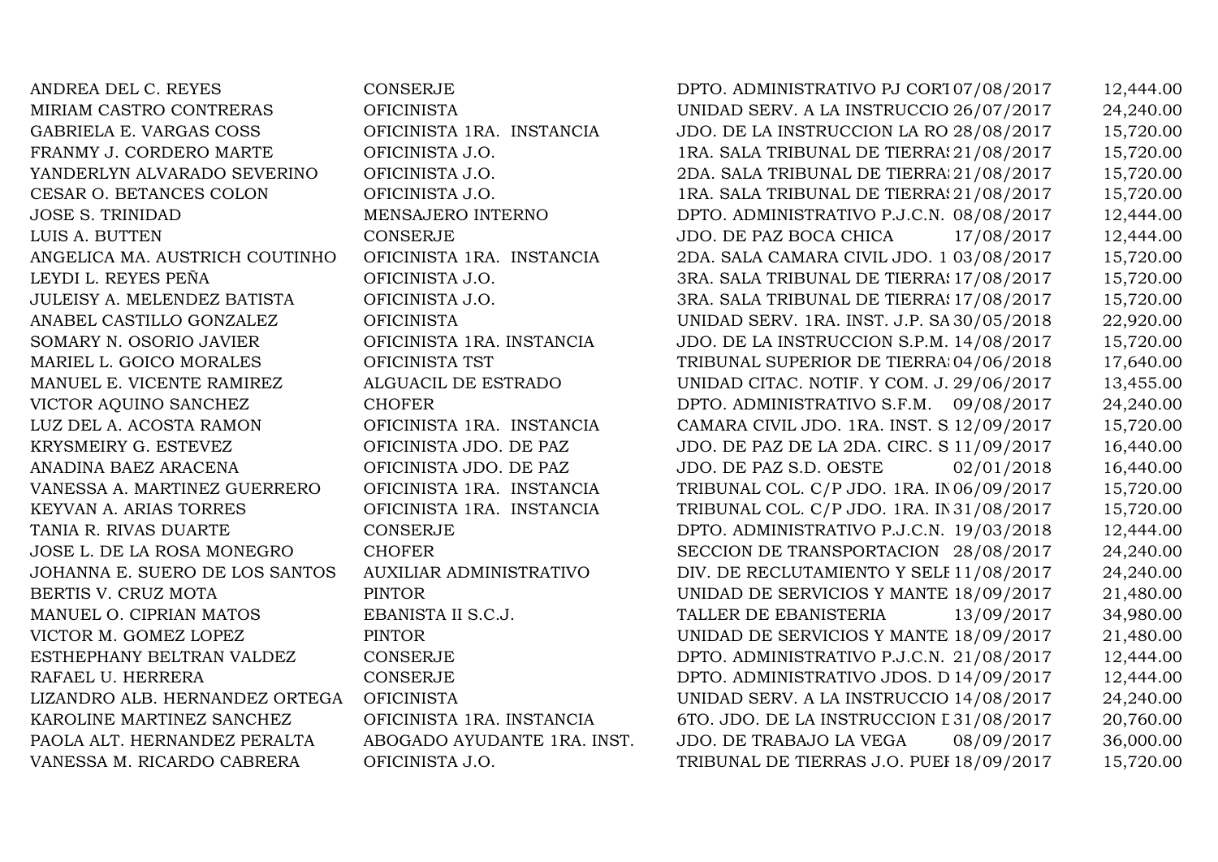| | | | | |
|---|---|---|---|---|
| ANDREA DEL C. REYES | CONSERJE | DPTO. ADMINISTRATIVO PJ CORT | 07/08/2017 | 12,444.00 |
| MIRIAM CASTRO CONTRERAS | OFICINISTA | UNIDAD SERV. A LA INSTRUCCIO | 26/07/2017 | 24,240.00 |
| GABRIELA E. VARGAS COSS | OFICINISTA 1RA. INSTANCIA | JDO. DE LA INSTRUCCION LA RO | 28/08/2017 | 15,720.00 |
| FRANMY J. CORDERO MARTE | OFICINISTA J.O. | 1RA. SALA TRIBUNAL DE TIERRAS | 21/08/2017 | 15,720.00 |
| YANDERLYN ALVARADO SEVERINO | OFICINISTA J.O. | 2DA. SALA TRIBUNAL DE TIERRA | 21/08/2017 | 15,720.00 |
| CESAR O. BETANCES COLON | OFICINISTA J.O. | 1RA. SALA TRIBUNAL DE TIERRAS | 21/08/2017 | 15,720.00 |
| JOSE S. TRINIDAD | MENSAJERO INTERNO | DPTO. ADMINISTRATIVO P.J.C.N. | 08/08/2017 | 12,444.00 |
| LUIS A. BUTTEN | CONSERJE | JDO. DE PAZ BOCA CHICA | 17/08/2017 | 12,444.00 |
| ANGELICA MA. AUSTRICH COUTINHO | OFICINISTA 1RA. INSTANCIA | 2DA. SALA CAMARA CIVIL JDO. 1 | 03/08/2017 | 15,720.00 |
| LEYDI L. REYES PEÑA | OFICINISTA J.O. | 3RA. SALA TRIBUNAL DE TIERRAS | 17/08/2017 | 15,720.00 |
| JULEISY A. MELENDEZ BATISTA | OFICINISTA J.O. | 3RA. SALA TRIBUNAL DE TIERRAS | 17/08/2017 | 15,720.00 |
| ANABEL CASTILLO GONZALEZ | OFICINISTA | UNIDAD SERV. 1RA. INST. J.P. SA | 30/05/2018 | 22,920.00 |
| SOMARY N. OSORIO JAVIER | OFICINISTA 1RA. INSTANCIA | JDO. DE LA INSTRUCCION S.P.M. | 14/08/2017 | 15,720.00 |
| MARIEL L. GOICO MORALES | OFICINISTA TST | TRIBUNAL SUPERIOR DE TIERRAS | 04/06/2018 | 17,640.00 |
| MANUEL E. VICENTE RAMIREZ | ALGUACIL DE ESTRADO | UNIDAD CITAC. NOTIF. Y COM. J. | 29/06/2017 | 13,455.00 |
| VICTOR AQUINO SANCHEZ | CHOFER | DPTO. ADMINISTRATIVO S.F.M. | 09/08/2017 | 24,240.00 |
| LUZ DEL A. ACOSTA RAMON | OFICINISTA 1RA. INSTANCIA | CAMARA CIVIL JDO. 1RA. INST. S. | 12/09/2017 | 15,720.00 |
| KRYSMEIRY G. ESTEVEZ | OFICINISTA JDO. DE PAZ | JDO. DE PAZ DE LA 2DA. CIRC. S | 11/09/2017 | 16,440.00 |
| ANADINA BAEZ ARACENA | OFICINISTA JDO. DE PAZ | JDO. DE PAZ S.D. OESTE | 02/01/2018 | 16,440.00 |
| VANESSA A. MARTINEZ GUERRERO | OFICINISTA 1RA. INSTANCIA | TRIBUNAL COL. C/P JDO. 1RA. IN | 06/09/2017 | 15,720.00 |
| KEYVAN A. ARIAS TORRES | OFICINISTA 1RA. INSTANCIA | TRIBUNAL COL. C/P JDO. 1RA. IN | 31/08/2017 | 15,720.00 |
| TANIA R. RIVAS DUARTE | CONSERJE | DPTO. ADMINISTRATIVO P.J.C.N. | 19/03/2018 | 12,444.00 |
| JOSE L. DE LA ROSA MONEGRO | CHOFER | SECCION DE TRANSPORTACION | 28/08/2017 | 24,240.00 |
| JOHANNA E. SUERO DE LOS SANTOS | AUXILIAR ADMINISTRATIVO | DIV. DE RECLUTAMIENTO Y SELE | 11/08/2017 | 24,240.00 |
| BERTIS V. CRUZ MOTA | PINTOR | UNIDAD DE SERVICIOS Y MANTE | 18/09/2017 | 21,480.00 |
| MANUEL O. CIPRIAN MATOS | EBANISTA II S.C.J. | TALLER DE EBANISTERIA | 13/09/2017 | 34,980.00 |
| VICTOR M. GOMEZ LOPEZ | PINTOR | UNIDAD DE SERVICIOS Y MANTE | 18/09/2017 | 21,480.00 |
| ESTHEPHANY BELTRAN VALDEZ | CONSERJE | DPTO. ADMINISTRATIVO P.J.C.N. | 21/08/2017 | 12,444.00 |
| RAFAEL U. HERRERA | CONSERJE | DPTO. ADMINISTRATIVO JDOS. D | 14/09/2017 | 12,444.00 |
| LIZANDRO ALB. HERNANDEZ ORTEGA | OFICINISTA | UNIDAD SERV. A LA INSTRUCCIO | 14/08/2017 | 24,240.00 |
| KAROLINE MARTINEZ SANCHEZ | OFICINISTA 1RA. INSTANCIA | 6TO. JDO. DE LA INSTRUCCION D | 31/08/2017 | 20,760.00 |
| PAOLA ALT. HERNANDEZ PERALTA | ABOGADO AYUDANTE 1RA. INST. | JDO. DE TRABAJO LA VEGA | 08/09/2017 | 36,000.00 |
| VANESSA M. RICARDO CABRERA | OFICINISTA J.O. | TRIBUNAL DE TIERRAS J.O. PUEI | 18/09/2017 | 15,720.00 |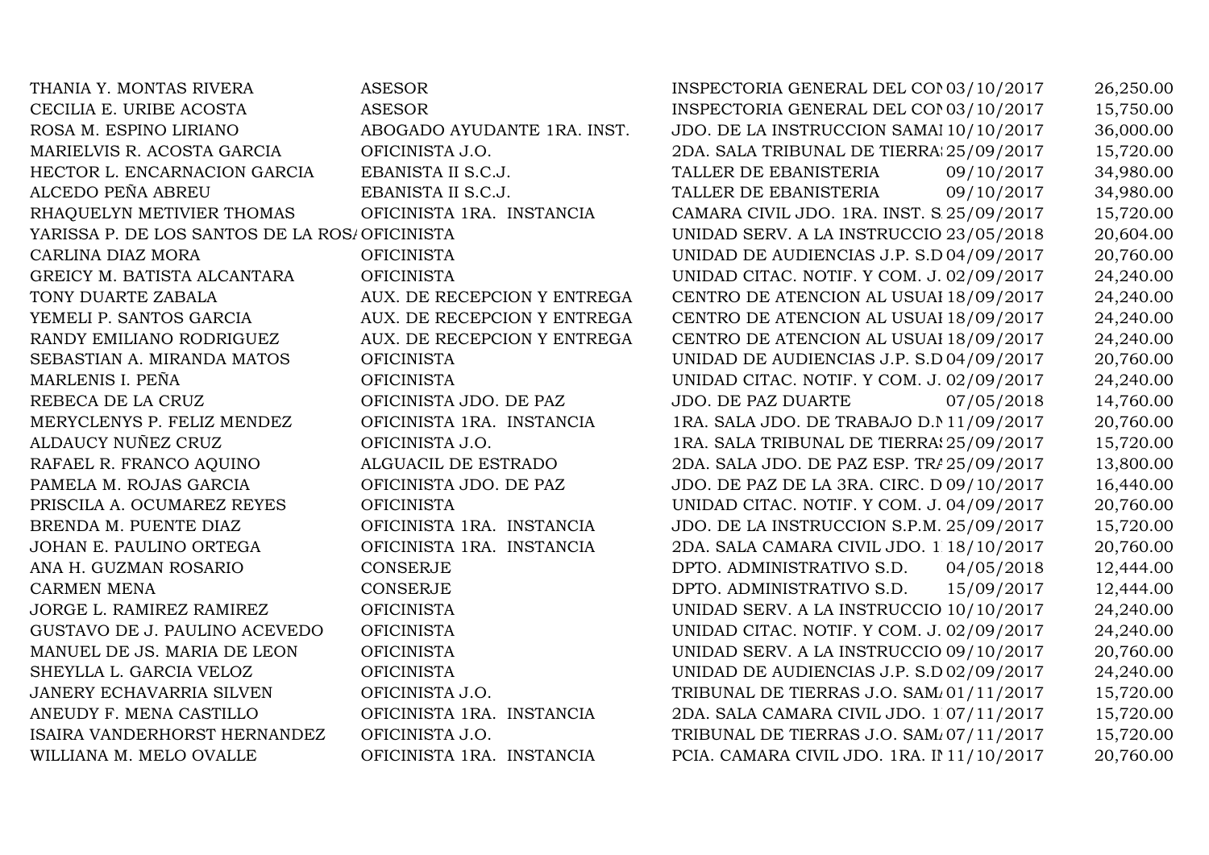| | | | | |
|---|---|---|---|---|
| THANIA Y. MONTAS RIVERA | ASESOR | INSPECTORIA GENERAL DEL CON | 03/10/2017 | 26,250.00 |
| CECILIA E. URIBE ACOSTA | ASESOR | INSPECTORIA GENERAL DEL CON | 03/10/2017 | 15,750.00 |
| ROSA M. ESPINO LIRIANO | ABOGADO AYUDANTE 1RA. INST. | JDO. DE LA INSTRUCCION SAMAI | 10/10/2017 | 36,000.00 |
| MARIELVIS R. ACOSTA GARCIA | OFICINISTA J.O. | 2DA. SALA TRIBUNAL DE TIERRAS | 25/09/2017 | 15,720.00 |
| HECTOR L. ENCARNACION GARCIA | EBANISTA II S.C.J. | TALLER DE EBANISTERIA | 09/10/2017 | 34,980.00 |
| ALCEDO PEÑA ABREU | EBANISTA II S.C.J. | TALLER DE EBANISTERIA | 09/10/2017 | 34,980.00 |
| RHAQUELYN METIVIER THOMAS | OFICINISTA 1RA. INSTANCIA | CAMARA CIVIL JDO. 1RA. INST. S. | 25/09/2017 | 15,720.00 |
| YARISSA P. DE LOS SANTOS DE LA ROSA | OFICINISTA | UNIDAD SERV. A LA INSTRUCCIO | 23/05/2018 | 20,604.00 |
| CARLINA DIAZ MORA | OFICINISTA | UNIDAD DE AUDIENCIAS J.P. S.D | 04/09/2017 | 20,760.00 |
| GREICY M. BATISTA ALCANTARA | OFICINISTA | UNIDAD CITAC. NOTIF. Y COM. J. | 02/09/2017 | 24,240.00 |
| TONY DUARTE ZABALA | AUX. DE RECEPCION Y ENTREGA | CENTRO DE ATENCION AL USUAI | 18/09/2017 | 24,240.00 |
| YEMELI P. SANTOS GARCIA | AUX. DE RECEPCION Y ENTREGA | CENTRO DE ATENCION AL USUAI | 18/09/2017 | 24,240.00 |
| RANDY EMILIANO RODRIGUEZ | AUX. DE RECEPCION Y ENTREGA | CENTRO DE ATENCION AL USUAI | 18/09/2017 | 24,240.00 |
| SEBASTIAN A. MIRANDA MATOS | OFICINISTA | UNIDAD DE AUDIENCIAS J.P. S.D | 04/09/2017 | 20,760.00 |
| MARLENIS I. PEÑA | OFICINISTA | UNIDAD CITAC. NOTIF. Y COM. J. | 02/09/2017 | 24,240.00 |
| REBECA DE LA CRUZ | OFICINISTA JDO. DE PAZ | JDO. DE PAZ DUARTE | 07/05/2018 | 14,760.00 |
| MERYCLENYS P. FELIZ MENDEZ | OFICINISTA 1RA. INSTANCIA | 1RA. SALA JDO. DE TRABAJO D.N | 11/09/2017 | 20,760.00 |
| ALDAUCY NUÑEZ CRUZ | OFICINISTA J.O. | 1RA. SALA TRIBUNAL DE TIERRAS | 25/09/2017 | 15,720.00 |
| RAFAEL R. FRANCO AQUINO | ALGUACIL DE ESTRADO | 2DA. SALA JDO. DE PAZ ESP. TRA | 25/09/2017 | 13,800.00 |
| PAMELA M. ROJAS GARCIA | OFICINISTA JDO. DE PAZ | JDO. DE PAZ DE LA 3RA. CIRC. D | 09/10/2017 | 16,440.00 |
| PRISCILA A. OCUMAREZ REYES | OFICINISTA | UNIDAD CITAC. NOTIF. Y COM. J. | 04/09/2017 | 20,760.00 |
| BRENDA M. PUENTE DIAZ | OFICINISTA 1RA. INSTANCIA | JDO. DE LA INSTRUCCION S.P.M. | 25/09/2017 | 15,720.00 |
| JOHAN E. PAULINO ORTEGA | OFICINISTA 1RA. INSTANCIA | 2DA. SALA CAMARA CIVIL JDO. 1 | 18/10/2017 | 20,760.00 |
| ANA H. GUZMAN ROSARIO | CONSERJE | DPTO. ADMINISTRATIVO S.D. | 04/05/2018 | 12,444.00 |
| CARMEN MENA | CONSERJE | DPTO. ADMINISTRATIVO S.D. | 15/09/2017 | 12,444.00 |
| JORGE L. RAMIREZ RAMIREZ | OFICINISTA | UNIDAD SERV. A LA INSTRUCCIO | 10/10/2017 | 24,240.00 |
| GUSTAVO DE J. PAULINO ACEVEDO | OFICINISTA | UNIDAD CITAC. NOTIF. Y COM. J. | 02/09/2017 | 24,240.00 |
| MANUEL DE JS. MARIA DE LEON | OFICINISTA | UNIDAD SERV. A LA INSTRUCCIO | 09/10/2017 | 20,760.00 |
| SHEYLLA L. GARCIA VELOZ | OFICINISTA | UNIDAD DE AUDIENCIAS J.P. S.D | 02/09/2017 | 24,240.00 |
| JANERY ECHAVARRIA SILVEN | OFICINISTA J.O. | TRIBUNAL DE TIERRAS J.O. SAMA | 01/11/2017 | 15,720.00 |
| ANEUDY F. MENA CASTILLO | OFICINISTA 1RA. INSTANCIA | 2DA. SALA CAMARA CIVIL JDO. 1 | 07/11/2017 | 15,720.00 |
| ISAIRA VANDERHORST HERNANDEZ | OFICINISTA J.O. | TRIBUNAL DE TIERRAS J.O. SAMA | 07/11/2017 | 15,720.00 |
| WILLIANA M. MELO OVALLE | OFICINISTA 1RA. INSTANCIA | PCIA. CAMARA CIVIL JDO. 1RA. IN | 11/10/2017 | 20,760.00 |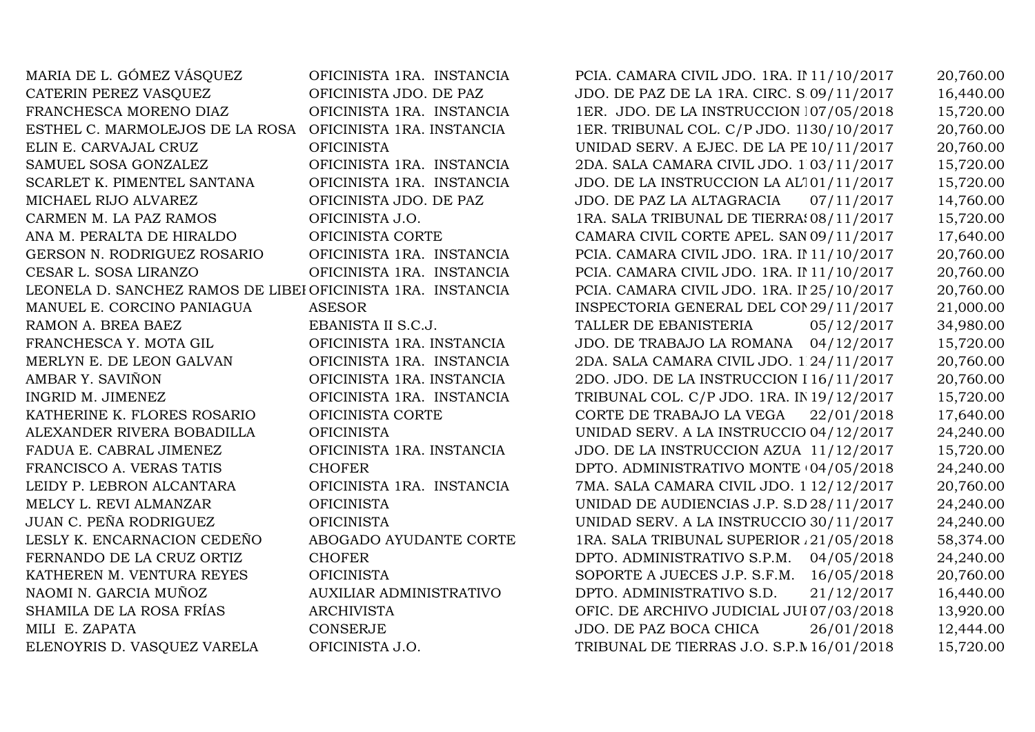| | | | | |
|---|---|---|---|---|
| MARIA DE L. GÓMEZ VÁSQUEZ | OFICINISTA 1RA. INSTANCIA | PCIA. CAMARA CIVIL JDO. 1RA. IN | 11/10/2017 | 20,760.00 |
| CATERIN PEREZ VASQUEZ | OFICINISTA JDO. DE PAZ | JDO. DE PAZ DE LA 1RA. CIRC. S | 09/11/2017 | 16,440.00 |
| FRANCHESCA MORENO DIAZ | OFICINISTA 1RA. INSTANCIA | 1ER. JDO. DE LA INSTRUCCION | 07/05/2018 | 15,720.00 |
| ESTHEL C. MARMOLEJOS DE LA ROSA | OFICINISTA 1RA. INSTANCIA | 1ER. TRIBUNAL COL. C/P JDO. 1I | 30/10/2017 | 20,760.00 |
| ELIN E. CARVAJAL CRUZ | OFICINISTA | UNIDAD SERV. A EJEC. DE LA PE | 10/11/2017 | 20,760.00 |
| SAMUEL SOSA GONZALEZ | OFICINISTA 1RA. INSTANCIA | 2DA. SALA CAMARA CIVIL JDO. 1 | 03/11/2017 | 15,720.00 |
| SCARLET K. PIMENTEL SANTANA | OFICINISTA 1RA. INSTANCIA | JDO. DE LA INSTRUCCION LA AL | 01/11/2017 | 15,720.00 |
| MICHAEL RIJO ALVAREZ | OFICINISTA JDO. DE PAZ | JDO. DE PAZ LA ALTAGRACIA | 07/11/2017 | 14,760.00 |
| CARMEN M. LA PAZ RAMOS | OFICINISTA J.O. | 1RA. SALA TRIBUNAL DE TIERRAS | 08/11/2017 | 15,720.00 |
| ANA M. PERALTA DE HIRALDO | OFICINISTA CORTE | CAMARA CIVIL CORTE APEL. SAN | 09/11/2017 | 17,640.00 |
| GERSON N. RODRIGUEZ ROSARIO | OFICINISTA 1RA. INSTANCIA | PCIA. CAMARA CIVIL JDO. 1RA. IN | 11/10/2017 | 20,760.00 |
| CESAR L. SOSA LIRANZO | OFICINISTA 1RA. INSTANCIA | PCIA. CAMARA CIVIL JDO. 1RA. IN | 11/10/2017 | 20,760.00 |
| LEONELA D. SANCHEZ RAMOS DE LIBEI | OFICINISTA 1RA. INSTANCIA | PCIA. CAMARA CIVIL JDO. 1RA. IN | 25/10/2017 | 20,760.00 |
| MANUEL E. CORCINO PANIAGUA | ASESOR | INSPECTORIA GENERAL DEL CON | 29/11/2017 | 21,000.00 |
| RAMON A. BREA BAEZ | EBANISTA II S.C.J. | TALLER DE EBANISTERIA | 05/12/2017 | 34,980.00 |
| FRANCHESCA Y. MOTA GIL | OFICINISTA 1RA. INSTANCIA | JDO. DE TRABAJO LA ROMANA | 04/12/2017 | 15,720.00 |
| MERLYN E. DE LEON GALVAN | OFICINISTA 1RA. INSTANCIA | 2DA. SALA CAMARA CIVIL JDO. 1 | 24/11/2017 | 20,760.00 |
| AMBAR Y. SAVIÑON | OFICINISTA 1RA. INSTANCIA | 2DO. JDO. DE LA INSTRUCCION I | 16/11/2017 | 20,760.00 |
| INGRID M. JIMENEZ | OFICINISTA 1RA. INSTANCIA | TRIBUNAL COL. C/P JDO. 1RA. IN | 19/12/2017 | 15,720.00 |
| KATHERINE K. FLORES ROSARIO | OFICINISTA CORTE | CORTE DE TRABAJO LA VEGA | 22/01/2018 | 17,640.00 |
| ALEXANDER RIVERA BOBADILLA | OFICINISTA | UNIDAD SERV. A LA INSTRUCCIO | 04/12/2017 | 24,240.00 |
| FADUA E. CABRAL JIMENEZ | OFICINISTA 1RA. INSTANCIA | JDO. DE LA INSTRUCCION AZUA | 11/12/2017 | 15,720.00 |
| FRANCISCO A. VERAS TATIS | CHOFER | DPTO. ADMINISTRATIVO MONTE | 04/05/2018 | 24,240.00 |
| LEIDY P. LEBRON ALCANTARA | OFICINISTA 1RA. INSTANCIA | 7MA. SALA CAMARA CIVIL JDO. 1 | 12/12/2017 | 20,760.00 |
| MELCY L. REVI ALMANZAR | OFICINISTA | UNIDAD DE AUDIENCIAS J.P. S.D | 28/11/2017 | 24,240.00 |
| JUAN C. PEÑA RODRIGUEZ | OFICINISTA | UNIDAD SERV. A LA INSTRUCCIO | 30/11/2017 | 24,240.00 |
| LESLY K. ENCARNACION CEDEÑO | ABOGADO AYUDANTE CORTE | 1RA. SALA TRIBUNAL SUPERIOR | 21/05/2018 | 58,374.00 |
| FERNANDO DE LA CRUZ ORTIZ | CHOFER | DPTO. ADMINISTRATIVO S.P.M. | 04/05/2018 | 24,240.00 |
| KATHEREN M. VENTURA REYES | OFICINISTA | SOPORTE A JUECES J.P. S.F.M. | 16/05/2018 | 20,760.00 |
| NAOMI N. GARCIA MUÑOZ | AUXILIAR ADMINISTRATIVO | DPTO. ADMINISTRATIVO S.D. | 21/12/2017 | 16,440.00 |
| SHAMILA DE LA ROSA FRÍAS | ARCHIVISTA | OFIC. DE ARCHIVO JUDICIAL JUI | 07/03/2018 | 13,920.00 |
| MILI E. ZAPATA | CONSERJE | JDO. DE PAZ BOCA CHICA | 26/01/2018 | 12,444.00 |
| ELENOYRIS D. VASQUEZ VARELA | OFICINISTA J.O. | TRIBUNAL DE TIERRAS J.O. S.P.M | 16/01/2018 | 15,720.00 |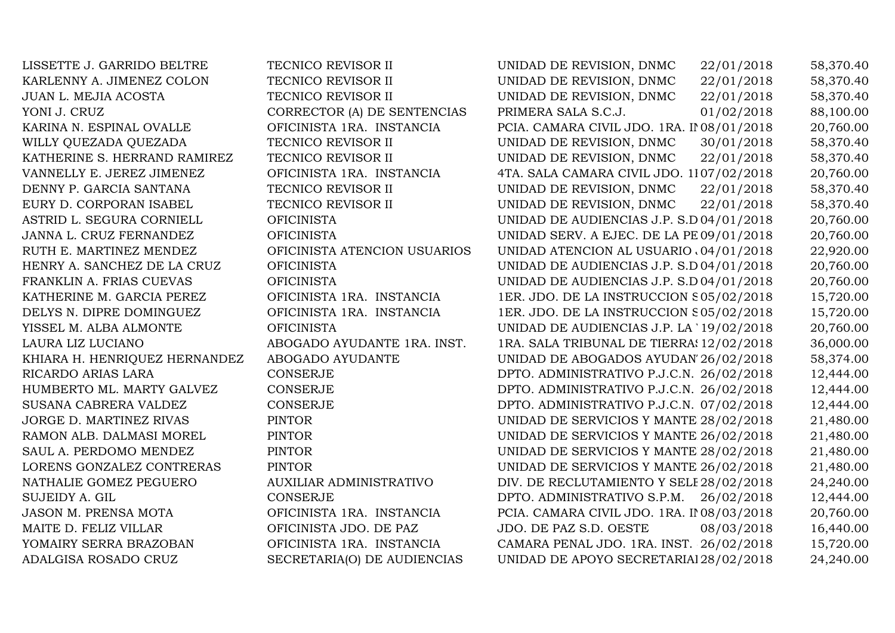| | | | | |
|---|---|---|---|---|
| LISSETTE J. GARRIDO BELTRE | TECNICO REVISOR II | UNIDAD DE REVISION, DNMC | 22/01/2018 | 58,370.40 |
| KARLENNY A. JIMENEZ COLON | TECNICO REVISOR II | UNIDAD DE REVISION, DNMC | 22/01/2018 | 58,370.40 |
| JUAN L. MEJIA ACOSTA | TECNICO REVISOR II | UNIDAD DE REVISION, DNMC | 22/01/2018 | 58,370.40 |
| YONI J. CRUZ | CORRECTOR (A) DE SENTENCIAS | PRIMERA SALA S.C.J. | 01/02/2018 | 88,100.00 |
| KARINA N. ESPINAL OVALLE | OFICINISTA 1RA. INSTANCIA | PCIA. CAMARA CIVIL JDO. 1RA. IN | 08/01/2018 | 20,760.00 |
| WILLY QUEZADA QUEZADA | TECNICO REVISOR II | UNIDAD DE REVISION, DNMC | 30/01/2018 | 58,370.40 |
| KATHERINE S. HERRAND RAMIREZ | TECNICO REVISOR II | UNIDAD DE REVISION, DNMC | 22/01/2018 | 58,370.40 |
| VANNELLY E. JEREZ JIMENEZ | OFICINISTA 1RA. INSTANCIA | 4TA. SALA CAMARA CIVIL JDO. 1I | 07/02/2018 | 20,760.00 |
| DENNY P. GARCIA SANTANA | TECNICO REVISOR II | UNIDAD DE REVISION, DNMC | 22/01/2018 | 58,370.40 |
| EURY D. CORPORAN ISABEL | TECNICO REVISOR II | UNIDAD DE REVISION, DNMC | 22/01/2018 | 58,370.40 |
| ASTRID L. SEGURA CORNIELL | OFICINISTA | UNIDAD DE AUDIENCIAS J.P. S.D | 04/01/2018 | 20,760.00 |
| JANNA L. CRUZ FERNANDEZ | OFICINISTA | UNIDAD SERV. A EJEC. DE LA PE | 09/01/2018 | 20,760.00 |
| RUTH E. MARTINEZ MENDEZ | OFICINISTA ATENCION USUARIOS | UNIDAD ATENCION AL USUARIO | 04/01/2018 | 22,920.00 |
| HENRY A. SANCHEZ DE LA CRUZ | OFICINISTA | UNIDAD DE AUDIENCIAS J.P. S.D | 04/01/2018 | 20,760.00 |
| FRANKLIN A. FRIAS CUEVAS | OFICINISTA | UNIDAD DE AUDIENCIAS J.P. S.D | 04/01/2018 | 20,760.00 |
| KATHERINE M. GARCIA PEREZ | OFICINISTA 1RA. INSTANCIA | 1ER. JDO. DE LA INSTRUCCION S | 05/02/2018 | 15,720.00 |
| DELYS N. DIPRE DOMINGUEZ | OFICINISTA 1RA. INSTANCIA | 1ER. JDO. DE LA INSTRUCCION S | 05/02/2018 | 15,720.00 |
| YISSEL M. ALBA ALMONTE | OFICINISTA | UNIDAD DE AUDIENCIAS J.P. LA | 19/02/2018 | 20,760.00 |
| LAURA LIZ LUCIANO | ABOGADO AYUDANTE 1RA. INST. | 1RA. SALA TRIBUNAL DE TIERRAS | 12/02/2018 | 36,000.00 |
| KHIARA H. HENRIQUEZ HERNANDEZ | ABOGADO AYUDANTE | UNIDAD DE ABOGADOS AYUDAN | 26/02/2018 | 58,374.00 |
| RICARDO ARIAS LARA | CONSERJE | DPTO. ADMINISTRATIVO P.J.C.N. | 26/02/2018 | 12,444.00 |
| HUMBERTO ML. MARTY GALVEZ | CONSERJE | DPTO. ADMINISTRATIVO P.J.C.N. | 26/02/2018 | 12,444.00 |
| SUSANA CABRERA VALDEZ | CONSERJE | DPTO. ADMINISTRATIVO P.J.C.N. | 07/02/2018 | 12,444.00 |
| JORGE D. MARTINEZ RIVAS | PINTOR | UNIDAD DE SERVICIOS Y MANTE | 28/02/2018 | 21,480.00 |
| RAMON ALB. DALMASI MOREL | PINTOR | UNIDAD DE SERVICIOS Y MANTE | 26/02/2018 | 21,480.00 |
| SAUL A. PERDOMO MENDEZ | PINTOR | UNIDAD DE SERVICIOS Y MANTE | 28/02/2018 | 21,480.00 |
| LORENS GONZALEZ CONTRERAS | PINTOR | UNIDAD DE SERVICIOS Y MANTE | 26/02/2018 | 21,480.00 |
| NATHALIE GOMEZ PEGUERO | AUXILIAR ADMINISTRATIVO | DIV. DE RECLUTAMIENTO Y SELE | 28/02/2018 | 24,240.00 |
| SUJEIDY A. GIL | CONSERJE | DPTO. ADMINISTRATIVO S.P.M. | 26/02/2018 | 12,444.00 |
| JASON M. PRENSA MOTA | OFICINISTA 1RA. INSTANCIA | PCIA. CAMARA CIVIL JDO. 1RA. IN | 08/03/2018 | 20,760.00 |
| MAITE D. FELIZ VILLAR | OFICINISTA JDO. DE PAZ | JDO. DE PAZ S.D. OESTE | 08/03/2018 | 16,440.00 |
| YOMAIRY SERRA BRAZOBAN | OFICINISTA 1RA. INSTANCIA | CAMARA PENAL JDO. 1RA. INST. | 26/02/2018 | 15,720.00 |
| ADALGISA ROSADO CRUZ | SECRETARIA(O) DE AUDIENCIAS | UNIDAD DE APOYO SECRETARIAL | 28/02/2018 | 24,240.00 |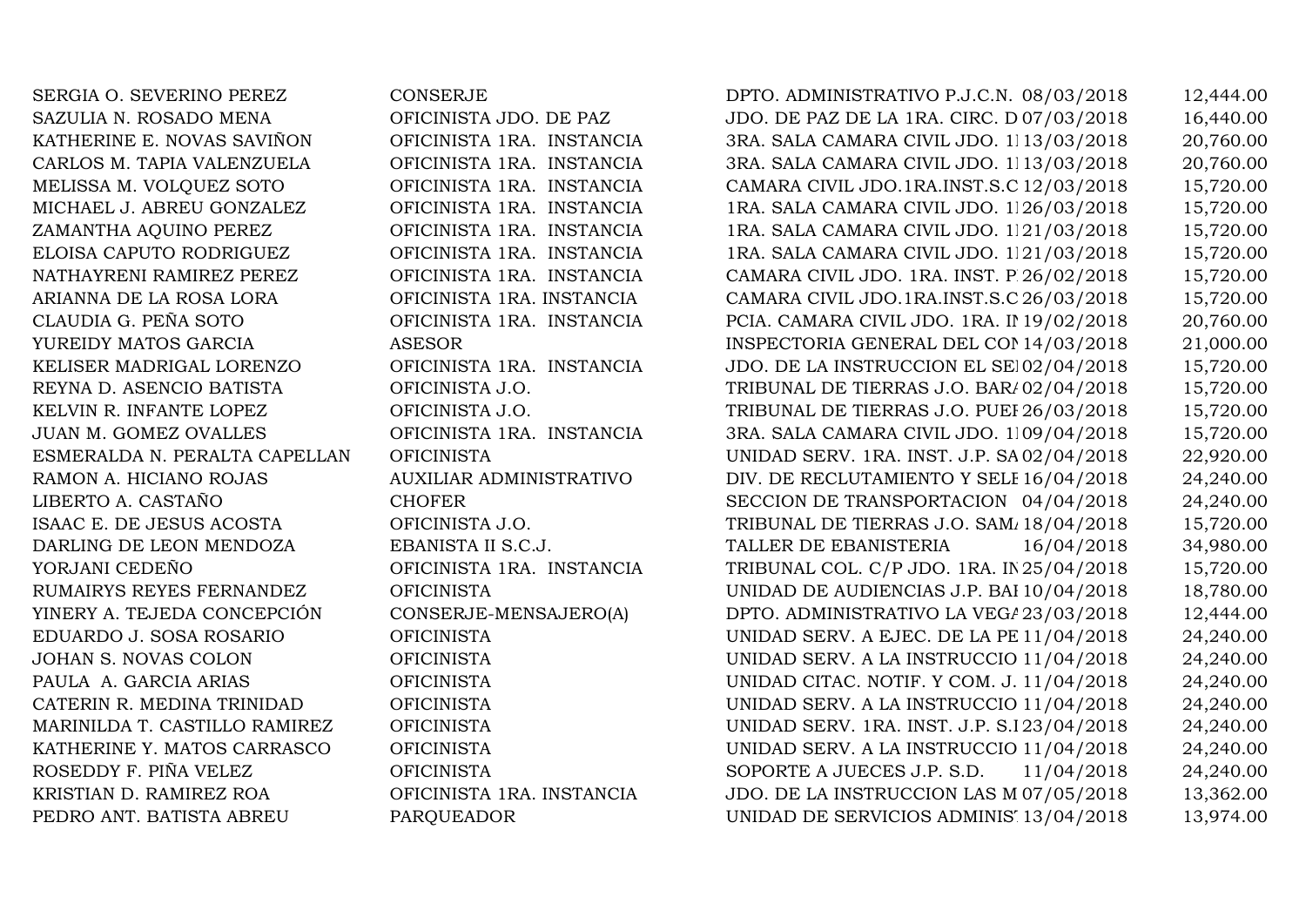| | | | | |
|---|---|---|---|---|
| SERGIA O. SEVERINO PEREZ | CONSERJE | DPTO. ADMINISTRATIVO P.J.C.N. | 08/03/2018 | 12,444.00 |
| SAZULIA N. ROSADO MENA | OFICINISTA JDO. DE PAZ | JDO. DE PAZ DE LA 1RA. CIRC. D | 07/03/2018 | 16,440.00 |
| KATHERINE E. NOVAS SAVIÑON | OFICINISTA 1RA. INSTANCIA | 3RA. SALA CAMARA CIVIL JDO. 1I | 13/03/2018 | 20,760.00 |
| CARLOS M. TAPIA VALENZUELA | OFICINISTA 1RA. INSTANCIA | 3RA. SALA CAMARA CIVIL JDO. 1I | 13/03/2018 | 20,760.00 |
| MELISSA M. VOLQUEZ SOTO | OFICINISTA 1RA. INSTANCIA | CAMARA CIVIL JDO.1RA.INST.S.C | 12/03/2018 | 15,720.00 |
| MICHAEL J. ABREU GONZALEZ | OFICINISTA 1RA. INSTANCIA | 1RA. SALA CAMARA CIVIL JDO. 1I | 26/03/2018 | 15,720.00 |
| ZAMANTHA AQUINO PEREZ | OFICINISTA 1RA. INSTANCIA | 1RA. SALA CAMARA CIVIL JDO. 1I | 21/03/2018 | 15,720.00 |
| ELOISA CAPUTO RODRIGUEZ | OFICINISTA 1RA. INSTANCIA | 1RA. SALA CAMARA CIVIL JDO. 1I | 21/03/2018 | 15,720.00 |
| NATHAYRENI RAMIREZ PEREZ | OFICINISTA 1RA. INSTANCIA | CAMARA CIVIL JDO. 1RA. INST. P | 26/02/2018 | 15,720.00 |
| ARIANNA DE LA ROSA LORA | OFICINISTA 1RA. INSTANCIA | CAMARA CIVIL JDO.1RA.INST.S.C | 26/03/2018 | 15,720.00 |
| CLAUDIA G. PEÑA SOTO | OFICINISTA 1RA. INSTANCIA | PCIA. CAMARA CIVIL JDO. 1RA. IN | 19/02/2018 | 20,760.00 |
| YUREIDY MATOS GARCIA | ASESOR | INSPECTORIA GENERAL DEL CON | 14/03/2018 | 21,000.00 |
| KELISER MADRIGAL LORENZO | OFICINISTA 1RA. INSTANCIA | JDO. DE LA INSTRUCCION EL SEI | 02/04/2018 | 15,720.00 |
| REYNA D. ASENCIO BATISTA | OFICINISTA J.O. | TRIBUNAL DE TIERRAS J.O. BARA | 02/04/2018 | 15,720.00 |
| KELVIN R. INFANTE LOPEZ | OFICINISTA J.O. | TRIBUNAL DE TIERRAS J.O. PUEI | 26/03/2018 | 15,720.00 |
| JUAN M. GOMEZ OVALLES | OFICINISTA 1RA. INSTANCIA | 3RA. SALA CAMARA CIVIL JDO. 1I | 09/04/2018 | 15,720.00 |
| ESMERALDA N. PERALTA CAPELLAN | OFICINISTA | UNIDAD SERV. 1RA. INST. J.P. SA | 02/04/2018 | 22,920.00 |
| RAMON A. HICIANO ROJAS | AUXILIAR ADMINISTRATIVO | DIV. DE RECLUTAMIENTO Y SELE | 16/04/2018 | 24,240.00 |
| LIBERTO A. CASTAÑO | CHOFER | SECCION DE TRANSPORTACION | 04/04/2018 | 24,240.00 |
| ISAAC E. DE JESUS ACOSTA | OFICINISTA J.O. | TRIBUNAL DE TIERRAS J.O. SAMA | 18/04/2018 | 15,720.00 |
| DARLING DE LEON MENDOZA | EBANISTA II S.C.J. | TALLER DE EBANISTERIA | 16/04/2018 | 34,980.00 |
| YORJANI CEDEÑO | OFICINISTA 1RA. INSTANCIA | TRIBUNAL COL. C/P JDO. 1RA. IN | 25/04/2018 | 15,720.00 |
| RUMAIRYS REYES FERNANDEZ | OFICINISTA | UNIDAD DE AUDIENCIAS J.P. BAI | 10/04/2018 | 18,780.00 |
| YINERY A. TEJEDA CONCEPCIÓN | CONSERJE-MENSAJERO(A) | DPTO. ADMINISTRATIVO LA VEGA | 23/03/2018 | 12,444.00 |
| EDUARDO J. SOSA ROSARIO | OFICINISTA | UNIDAD SERV. A EJEC. DE LA PE | 11/04/2018 | 24,240.00 |
| JOHAN S. NOVAS COLON | OFICINISTA | UNIDAD SERV. A LA INSTRUCCIO | 11/04/2018 | 24,240.00 |
| PAULA A. GARCIA ARIAS | OFICINISTA | UNIDAD CITAC. NOTIF. Y COM. J. | 11/04/2018 | 24,240.00 |
| CATERIN R. MEDINA TRINIDAD | OFICINISTA | UNIDAD SERV. A LA INSTRUCCIO | 11/04/2018 | 24,240.00 |
| MARINILDA T. CASTILLO RAMIREZ | OFICINISTA | UNIDAD SERV. 1RA. INST. J.P. S.I | 23/04/2018 | 24,240.00 |
| KATHERINE Y. MATOS CARRASCO | OFICINISTA | UNIDAD SERV. A LA INSTRUCCIO | 11/04/2018 | 24,240.00 |
| ROSEDDY F. PIÑA VELEZ | OFICINISTA | SOPORTE A JUECES J.P. S.D. | 11/04/2018 | 24,240.00 |
| KRISTIAN D. RAMIREZ ROA | OFICINISTA 1RA. INSTANCIA | JDO. DE LA INSTRUCCION LAS M | 07/05/2018 | 13,362.00 |
| PEDRO ANT. BATISTA ABREU | PARQUEADOR | UNIDAD DE SERVICIOS ADMINIS | 13/04/2018 | 13,974.00 |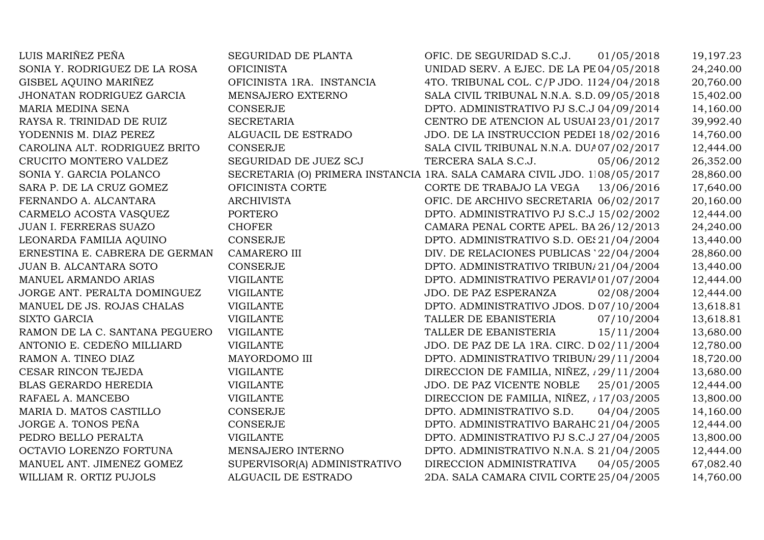| | | | | |
|---|---|---|---|---|
| LUIS MARIÑEZ PEÑA | SEGURIDAD DE PLANTA | OFIC. DE SEGURIDAD S.C.J. | 01/05/2018 | 19,197.23 |
| SONIA Y. RODRIGUEZ DE LA ROSA | OFICINISTA | UNIDAD SERV. A EJEC. DE LA PE | 04/05/2018 | 24,240.00 |
| GISBEL AQUINO MARIÑEZ | OFICINISTA 1RA. INSTANCIA | 4TO. TRIBUNAL COL. C/P JDO. 1I | 24/04/2018 | 20,760.00 |
| JHONATAN RODRIGUEZ GARCIA | MENSAJERO EXTERNO | SALA CIVIL TRIBUNAL N.N.A. S.D. | 09/05/2018 | 15,402.00 |
| MARIA MEDINA SENA | CONSERJE | DPTO. ADMINISTRATIVO PJ S.C.J | 04/09/2014 | 14,160.00 |
| RAYSA R. TRINIDAD DE RUIZ | SECRETARIA | CENTRO DE ATENCION AL USUAI | 23/01/2017 | 39,992.40 |
| YODENNIS M. DIAZ PEREZ | ALGUACIL DE ESTRADO | JDO. DE LA INSTRUCCION PEDEI | 18/02/2016 | 14,760.00 |
| CAROLINA ALT. RODRIGUEZ BRITO | CONSERJE | SALA CIVIL TRIBUNAL N.N.A. DUA | 07/02/2017 | 12,444.00 |
| CRUCITO MONTERO VALDEZ | SEGURIDAD DE JUEZ SCJ | TERCERA SALA S.C.J. | 05/06/2012 | 26,352.00 |
| SONIA Y. GARCIA POLANCO | SECRETARIA (O) PRIMERA INSTANCIA | 1RA. SALA CAMARA CIVIL JDO. 1I | 08/05/2017 | 28,860.00 |
| SARA P. DE LA CRUZ GOMEZ | OFICINISTA CORTE | CORTE DE TRABAJO LA VEGA | 13/06/2016 | 17,640.00 |
| FERNANDO A. ALCANTARA | ARCHIVISTA | OFIC. DE ARCHIVO SECRETARIA | 06/02/2017 | 20,160.00 |
| CARMELO ACOSTA VASQUEZ | PORTERO | DPTO. ADMINISTRATIVO PJ S.C.J | 15/02/2002 | 12,444.00 |
| JUAN I. FERRERAS SUAZO | CHOFER | CAMARA PENAL CORTE APEL. BA | 26/12/2013 | 24,240.00 |
| LEONARDA FAMILIA AQUINO | CONSERJE | DPTO. ADMINISTRATIVO S.D. OES | 21/04/2004 | 13,440.00 |
| ERNESTINA E. CABRERA DE GERMAN | CAMARERO III | DIV. DE RELACIONES PUBLICAS ' | 22/04/2004 | 28,860.00 |
| JUAN B. ALCANTARA SOTO | CONSERJE | DPTO. ADMINISTRATIVO TRIBUN/ | 21/04/2004 | 13,440.00 |
| MANUEL ARMANDO ARIAS | VIGILANTE | DPTO. ADMINISTRATIVO PERAVIA | 01/07/2004 | 12,444.00 |
| JORGE ANT. PERALTA DOMINGUEZ | VIGILANTE | JDO. DE PAZ ESPERANZA | 02/08/2004 | 12,444.00 |
| MANUEL DE JS. ROJAS CHALAS | VIGILANTE | DPTO. ADMINISTRATIVO JDOS. D | 07/10/2004 | 13,618.81 |
| SIXTO GARCIA | VIGILANTE | TALLER DE EBANISTERIA | 07/10/2004 | 13,618.81 |
| RAMON DE LA C. SANTANA PEGUERO | VIGILANTE | TALLER DE EBANISTERIA | 15/11/2004 | 13,680.00 |
| ANTONIO E. CEDEÑO MILLIARD | VIGILANTE | JDO. DE PAZ DE LA 1RA. CIRC. D | 02/11/2004 | 12,780.00 |
| RAMON A. TINEO DIAZ | MAYORDOMO III | DPTO. ADMINISTRATIVO TRIBUN/ | 29/11/2004 | 18,720.00 |
| CESAR RINCON TEJEDA | VIGILANTE | DIRECCION DE FAMILIA, NIÑEZ, / | 29/11/2004 | 13,680.00 |
| BLAS GERARDO HEREDIA | VIGILANTE | JDO. DE PAZ VICENTE NOBLE | 25/01/2005 | 12,444.00 |
| RAFAEL A. MANCEBO | VIGILANTE | DIRECCION DE FAMILIA, NIÑEZ, / | 17/03/2005 | 13,800.00 |
| MARIA D. MATOS CASTILLO | CONSERJE | DPTO. ADMINISTRATIVO S.D. | 04/04/2005 | 14,160.00 |
| JORGE A. TONOS PEÑA | CONSERJE | DPTO. ADMINISTRATIVO BARAHC | 21/04/2005 | 12,444.00 |
| PEDRO BELLO PERALTA | VIGILANTE | DPTO. ADMINISTRATIVO PJ S.C.J | 27/04/2005 | 13,800.00 |
| OCTAVIO LORENZO FORTUNA | MENSAJERO INTERNO | DPTO. ADMINISTRATIVO N.N.A. S. | 21/04/2005 | 12,444.00 |
| MANUEL ANT. JIMENEZ GOMEZ | SUPERVISOR(A) ADMINISTRATIVO | DIRECCION ADMINISTRATIVA | 04/05/2005 | 67,082.40 |
| WILLIAM R. ORTIZ PUJOLS | ALGUACIL DE ESTRADO | 2DA. SALA CAMARA CIVIL CORTE | 25/04/2005 | 14,760.00 |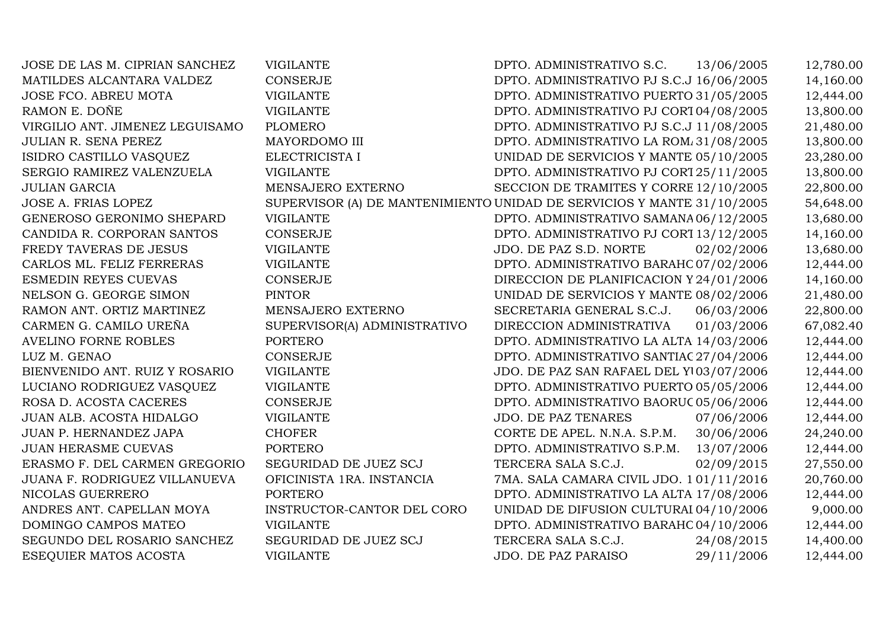| | | | | |
|---|---|---|---|---|
| JOSE DE LAS M. CIPRIAN SANCHEZ | VIGILANTE | DPTO. ADMINISTRATIVO S.C. | 13/06/2005 | 12,780.00 |
| MATILDES ALCANTARA VALDEZ | CONSERJE | DPTO. ADMINISTRATIVO PJ S.C.J | 16/06/2005 | 14,160.00 |
| JOSE FCO. ABREU MOTA | VIGILANTE | DPTO. ADMINISTRATIVO PUERTO | 31/05/2005 | 12,444.00 |
| RAMON E. DOÑE | VIGILANTE | DPTO. ADMINISTRATIVO PJ CORT | 04/08/2005 | 13,800.00 |
| VIRGILIO ANT. JIMENEZ LEGUISAMO | PLOMERO | DPTO. ADMINISTRATIVO PJ S.C.J | 11/08/2005 | 21,480.00 |
| JULIAN R. SENA PEREZ | MAYORDOMO III | DPTO. ADMINISTRATIVO LA ROM | 31/08/2005 | 13,800.00 |
| ISIDRO CASTILLO VASQUEZ | ELECTRICISTA I | UNIDAD DE SERVICIOS Y MANTE | 05/10/2005 | 23,280.00 |
| SERGIO RAMIREZ VALENZUELA | VIGILANTE | DPTO. ADMINISTRATIVO PJ CORT | 25/11/2005 | 13,800.00 |
| JULIAN GARCIA | MENSAJERO EXTERNO | SECCION DE TRAMITES Y CORRE | 12/10/2005 | 22,800.00 |
| JOSE A. FRIAS LOPEZ | SUPERVISOR (A) DE MANTENIMIENTO | UNIDAD DE SERVICIOS Y MANTE | 31/10/2005 | 54,648.00 |
| GENEROSO GERONIMO SHEPARD | VIGILANTE | DPTO. ADMINISTRATIVO SAMANA | 06/12/2005 | 13,680.00 |
| CANDIDA R. CORPORAN SANTOS | CONSERJE | DPTO. ADMINISTRATIVO PJ CORT | 13/12/2005 | 14,160.00 |
| FREDY TAVERAS DE JESUS | VIGILANTE | JDO. DE PAZ S.D. NORTE | 02/02/2006 | 13,680.00 |
| CARLOS ML. FELIZ FERRERAS | VIGILANTE | DPTO. ADMINISTRATIVO BARAHC | 07/02/2006 | 12,444.00 |
| ESMEDIN REYES CUEVAS | CONSERJE | DIRECCION DE PLANIFICACION Y | 24/01/2006 | 14,160.00 |
| NELSON G. GEORGE SIMON | PINTOR | UNIDAD DE SERVICIOS Y MANTE | 08/02/2006 | 21,480.00 |
| RAMON ANT. ORTIZ MARTINEZ | MENSAJERO EXTERNO | SECRETARIA GENERAL S.C.J. | 06/03/2006 | 22,800.00 |
| CARMEN G. CAMILO UREÑA | SUPERVISOR(A) ADMINISTRATIVO | DIRECCION ADMINISTRATIVA | 01/03/2006 | 67,082.40 |
| AVELINO FORNE ROBLES | PORTERO | DPTO. ADMINISTRATIVO LA ALTA | 14/03/2006 | 12,444.00 |
| LUZ M. GENAO | CONSERJE | DPTO. ADMINISTRATIVO SANTIAC | 27/04/2006 | 12,444.00 |
| BIENVENIDO ANT. RUIZ Y ROSARIO | VIGILANTE | JDO. DE PAZ SAN RAFAEL DEL YU | 03/07/2006 | 12,444.00 |
| LUCIANO RODRIGUEZ VASQUEZ | VIGILANTE | DPTO. ADMINISTRATIVO PUERTO | 05/05/2006 | 12,444.00 |
| ROSA D. ACOSTA CACERES | CONSERJE | DPTO. ADMINISTRATIVO BAORUC | 05/06/2006 | 12,444.00 |
| JUAN ALB. ACOSTA HIDALGO | VIGILANTE | JDO. DE PAZ TENARES | 07/06/2006 | 12,444.00 |
| JUAN P. HERNANDEZ JAPA | CHOFER | CORTE DE APEL. N.N.A. S.P.M. | 30/06/2006 | 24,240.00 |
| JUAN HERASME CUEVAS | PORTERO | DPTO. ADMINISTRATIVO S.P.M. | 13/07/2006 | 12,444.00 |
| ERASMO F. DEL CARMEN GREGORIO | SEGURIDAD DE JUEZ SCJ | TERCERA SALA S.C.J. | 02/09/2015 | 27,550.00 |
| JUANA F. RODRIGUEZ VILLANUEVA | OFICINISTA 1RA. INSTANCIA | 7MA. SALA CAMARA CIVIL JDO. 1 | 01/11/2016 | 20,760.00 |
| NICOLAS GUERRERO | PORTERO | DPTO. ADMINISTRATIVO LA ALTA | 17/08/2006 | 12,444.00 |
| ANDRES ANT. CAPELLAN MOYA | INSTRUCTOR-CANTOR DEL CORO | UNIDAD DE DIFUSION CULTURAI | 04/10/2006 | 9,000.00 |
| DOMINGO CAMPOS MATEO | VIGILANTE | DPTO. ADMINISTRATIVO BARAHC | 04/10/2006 | 12,444.00 |
| SEGUNDO DEL ROSARIO SANCHEZ | SEGURIDAD DE JUEZ SCJ | TERCERA SALA S.C.J. | 24/08/2015 | 14,400.00 |
| ESEQUIER MATOS ACOSTA | VIGILANTE | JDO. DE PAZ PARAISO | 29/11/2006 | 12,444.00 |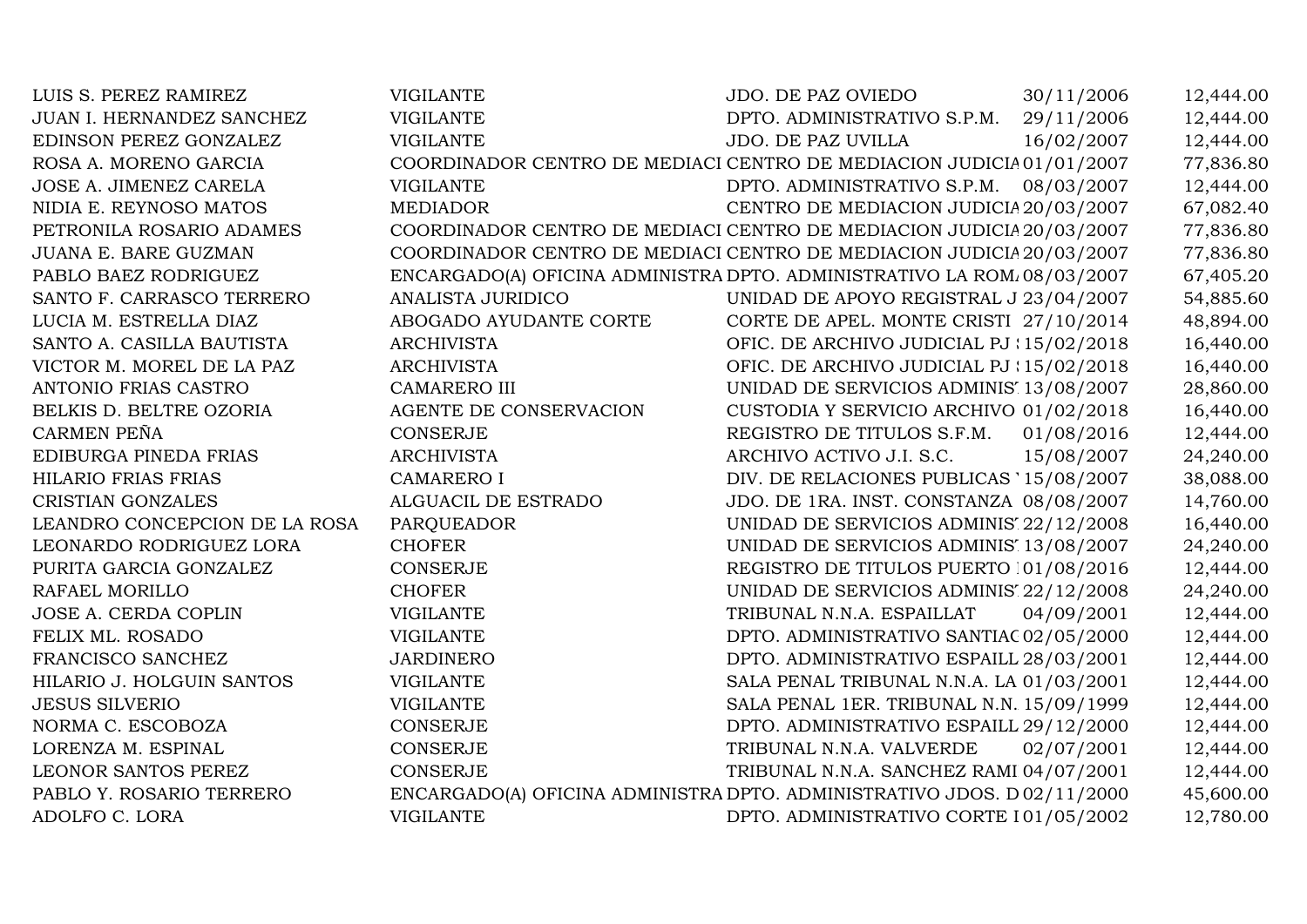| | | | | |
|---|---|---|---|---|
| LUIS S. PEREZ RAMIREZ | VIGILANTE | JDO. DE PAZ OVIEDO | 30/11/2006 | 12,444.00 |
| JUAN I. HERNANDEZ SANCHEZ | VIGILANTE | DPTO. ADMINISTRATIVO S.P.M. | 29/11/2006 | 12,444.00 |
| EDINSON PEREZ GONZALEZ | VIGILANTE | JDO. DE PAZ UVILLA | 16/02/2007 | 12,444.00 |
| ROSA A. MORENO GARCIA | COORDINADOR CENTRO DE MEDIACI | CENTRO DE MEDIACION JUDICIA | 01/01/2007 | 77,836.80 |
| JOSE A. JIMENEZ CARELA | VIGILANTE | DPTO. ADMINISTRATIVO S.P.M. | 08/03/2007 | 12,444.00 |
| NIDIA E. REYNOSO MATOS | MEDIADOR | CENTRO DE MEDIACION JUDICIA | 20/03/2007 | 67,082.40 |
| PETRONILA ROSARIO ADAMES | COORDINADOR CENTRO DE MEDIACI | CENTRO DE MEDIACION JUDICIA | 20/03/2007 | 77,836.80 |
| JUANA E. BARE GUZMAN | COORDINADOR CENTRO DE MEDIACI | CENTRO DE MEDIACION JUDICIA | 20/03/2007 | 77,836.80 |
| PABLO BAEZ RODRIGUEZ | ENCARGADO(A) OFICINA ADMINISTRA | DPTO. ADMINISTRATIVO LA ROM | 08/03/2007 | 67,405.20 |
| SANTO F. CARRASCO TERRERO | ANALISTA JURIDICO | UNIDAD DE APOYO REGISTRAL J | 23/04/2007 | 54,885.60 |
| LUCIA M. ESTRELLA DIAZ | ABOGADO AYUDANTE CORTE | CORTE DE APEL. MONTE CRISTI | 27/10/2014 | 48,894.00 |
| SANTO A. CASILLA BAUTISTA | ARCHIVISTA | OFIC. DE ARCHIVO JUDICIAL PJ | 15/02/2018 | 16,440.00 |
| VICTOR M. MOREL DE LA PAZ | ARCHIVISTA | OFIC. DE ARCHIVO JUDICIAL PJ | 15/02/2018 | 16,440.00 |
| ANTONIO FRIAS CASTRO | CAMARERO III | UNIDAD DE SERVICIOS ADMINIS | 13/08/2007 | 28,860.00 |
| BELKIS D. BELTRE OZORIA | AGENTE DE CONSERVACION | CUSTODIA Y SERVICIO ARCHIVO | 01/02/2018 | 16,440.00 |
| CARMEN PEÑA | CONSERJE | REGISTRO DE TITULOS S.F.M. | 01/08/2016 | 12,444.00 |
| EDIBURGA PINEDA FRIAS | ARCHIVISTA | ARCHIVO ACTIVO J.I. S.C. | 15/08/2007 | 24,240.00 |
| HILARIO FRIAS FRIAS | CAMARERO I | DIV. DE RELACIONES PUBLICAS | 15/08/2007 | 38,088.00 |
| CRISTIAN GONZALES | ALGUACIL DE ESTRADO | JDO. DE 1RA. INST. CONSTANZA | 08/08/2007 | 14,760.00 |
| LEANDRO CONCEPCION DE LA ROSA | PARQUEADOR | UNIDAD DE SERVICIOS ADMINIS | 22/12/2008 | 16,440.00 |
| LEONARDO RODRIGUEZ LORA | CHOFER | UNIDAD DE SERVICIOS ADMINIS | 13/08/2007 | 24,240.00 |
| PURITA GARCIA GONZALEZ | CONSERJE | REGISTRO DE TITULOS PUERTO | 01/08/2016 | 12,444.00 |
| RAFAEL MORILLO | CHOFER | UNIDAD DE SERVICIOS ADMINIS | 22/12/2008 | 24,240.00 |
| JOSE A. CERDA COPLIN | VIGILANTE | TRIBUNAL N.N.A. ESPAILLAT | 04/09/2001 | 12,444.00 |
| FELIX ML. ROSADO | VIGILANTE | DPTO. ADMINISTRATIVO SANTIAC | 02/05/2000 | 12,444.00 |
| FRANCISCO SANCHEZ | JARDINERO | DPTO. ADMINISTRATIVO ESPAILL | 28/03/2001 | 12,444.00 |
| HILARIO J. HOLGUIN SANTOS | VIGILANTE | SALA PENAL TRIBUNAL N.N.A. LA | 01/03/2001 | 12,444.00 |
| JESUS SILVERIO | VIGILANTE | SALA PENAL 1ER. TRIBUNAL N.N. | 15/09/1999 | 12,444.00 |
| NORMA C. ESCOBOZA | CONSERJE | DPTO. ADMINISTRATIVO ESPAILL | 29/12/2000 | 12,444.00 |
| LORENZA M. ESPINAL | CONSERJE | TRIBUNAL N.N.A. VALVERDE | 02/07/2001 | 12,444.00 |
| LEONOR SANTOS PEREZ | CONSERJE | TRIBUNAL N.N.A. SANCHEZ RAMI | 04/07/2001 | 12,444.00 |
| PABLO Y. ROSARIO TERRERO | ENCARGADO(A) OFICINA ADMINISTRA | DPTO. ADMINISTRATIVO JDOS. D | 02/11/2000 | 45,600.00 |
| ADOLFO C. LORA | VIGILANTE | DPTO. ADMINISTRATIVO CORTE I | 01/05/2002 | 12,780.00 |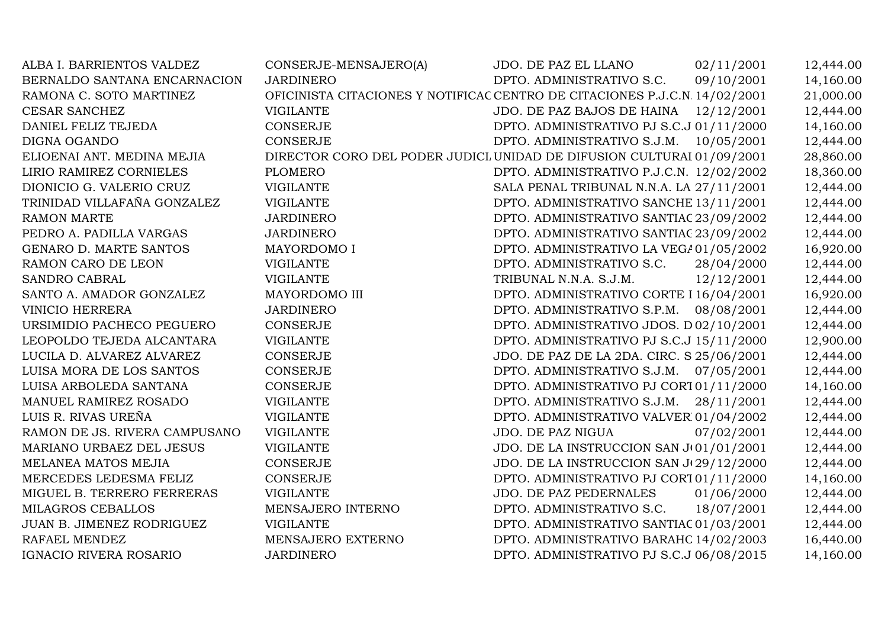| | | | | |
|---|---|---|---|---|
| ALBA I. BARRIENTOS VALDEZ | CONSERJE-MENSAJERO(A) | JDO. DE PAZ EL LLANO | 02/11/2001 | 12,444.00 |
| BERNALDO SANTANA ENCARNACION | JARDINERO | DPTO. ADMINISTRATIVO S.C. | 09/10/2001 | 14,160.00 |
| RAMONA C. SOTO MARTINEZ | OFICINISTA CITACIONES Y NOTIFICAC | CENTRO DE CITACIONES P.J.C.N. | 14/02/2001 | 21,000.00 |
| CESAR SANCHEZ | VIGILANTE | JDO. DE PAZ BAJOS DE HAINA | 12/12/2001 | 12,444.00 |
| DANIEL FELIZ TEJEDA | CONSERJE | DPTO. ADMINISTRATIVO PJ S.C.J | 01/11/2000 | 14,160.00 |
| DIGNA OGANDO | CONSERJE | DPTO. ADMINISTRATIVO S.J.M. | 10/05/2001 | 12,444.00 |
| ELIOENAI ANT. MEDINA MEJIA | DIRECTOR CORO DEL PODER JUDICI | UNIDAD DE DIFUSION CULTURAI | 01/09/2001 | 28,860.00 |
| LIRIO RAMIREZ CORNIELES | PLOMERO | DPTO. ADMINISTRATIVO P.J.C.N. | 12/02/2002 | 18,360.00 |
| DIONICIO G. VALERIO CRUZ | VIGILANTE | SALA PENAL TRIBUNAL N.N.A. LA | 27/11/2001 | 12,444.00 |
| TRINIDAD VILLAFAÑA GONZALEZ | VIGILANTE | DPTO. ADMINISTRATIVO SANCHE | 13/11/2001 | 12,444.00 |
| RAMON MARTE | JARDINERO | DPTO. ADMINISTRATIVO SANTIAC | 23/09/2002 | 12,444.00 |
| PEDRO A. PADILLA VARGAS | JARDINERO | DPTO. ADMINISTRATIVO SANTIAC | 23/09/2002 | 12,444.00 |
| GENARO D. MARTE SANTOS | MAYORDOMO I | DPTO. ADMINISTRATIVO LA VEGA | 01/05/2002 | 16,920.00 |
| RAMON CARO DE LEON | VIGILANTE | DPTO. ADMINISTRATIVO S.C. | 28/04/2000 | 12,444.00 |
| SANDRO CABRAL | VIGILANTE | TRIBUNAL N.N.A. S.J.M. | 12/12/2001 | 12,444.00 |
| SANTO A. AMADOR GONZALEZ | MAYORDOMO III | DPTO. ADMINISTRATIVO CORTE I | 16/04/2001 | 16,920.00 |
| VINICIO HERRERA | JARDINERO | DPTO. ADMINISTRATIVO S.P.M. | 08/08/2001 | 12,444.00 |
| URSIMIDIO PACHECO PEGUERO | CONSERJE | DPTO. ADMINISTRATIVO JDOS. D | 02/10/2001 | 12,444.00 |
| LEOPOLDO TEJEDA ALCANTARA | VIGILANTE | DPTO. ADMINISTRATIVO PJ S.C.J | 15/11/2000 | 12,900.00 |
| LUCILA D. ALVAREZ ALVAREZ | CONSERJE | JDO. DE PAZ DE LA 2DA. CIRC. S | 25/06/2001 | 12,444.00 |
| LUISA MORA DE LOS SANTOS | CONSERJE | DPTO. ADMINISTRATIVO S.J.M. | 07/05/2001 | 12,444.00 |
| LUISA ARBOLEDA SANTANA | CONSERJE | DPTO. ADMINISTRATIVO PJ CORT | 01/11/2000 | 14,160.00 |
| MANUEL RAMIREZ ROSADO | VIGILANTE | DPTO. ADMINISTRATIVO S.J.M. | 28/11/2001 | 12,444.00 |
| LUIS R. RIVAS UREÑA | VIGILANTE | DPTO. ADMINISTRATIVO VALVER | 01/04/2002 | 12,444.00 |
| RAMON DE JS. RIVERA CAMPUSANO | VIGILANTE | JDO. DE PAZ NIGUA | 07/02/2001 | 12,444.00 |
| MARIANO URBAEZ DEL JESUS | VIGILANTE | JDO. DE LA INSTRUCCION SAN J | 01/01/2001 | 12,444.00 |
| MELANEA MATOS MEJIA | CONSERJE | JDO. DE LA INSTRUCCION SAN J | 29/12/2000 | 12,444.00 |
| MERCEDES LEDESMA FELIZ | CONSERJE | DPTO. ADMINISTRATIVO PJ CORT | 01/11/2000 | 14,160.00 |
| MIGUEL B. TERRERO FERRERAS | VIGILANTE | JDO. DE PAZ PEDERNALES | 01/06/2000 | 12,444.00 |
| MILAGROS CEBALLOS | MENSAJERO INTERNO | DPTO. ADMINISTRATIVO S.C. | 18/07/2001 | 12,444.00 |
| JUAN B. JIMENEZ RODRIGUEZ | VIGILANTE | DPTO. ADMINISTRATIVO SANTIAC | 01/03/2001 | 12,444.00 |
| RAFAEL MENDEZ | MENSAJERO EXTERNO | DPTO. ADMINISTRATIVO BARAHC | 14/02/2003 | 16,440.00 |
| IGNACIO RIVERA ROSARIO | JARDINERO | DPTO. ADMINISTRATIVO PJ S.C.J | 06/08/2015 | 14,160.00 |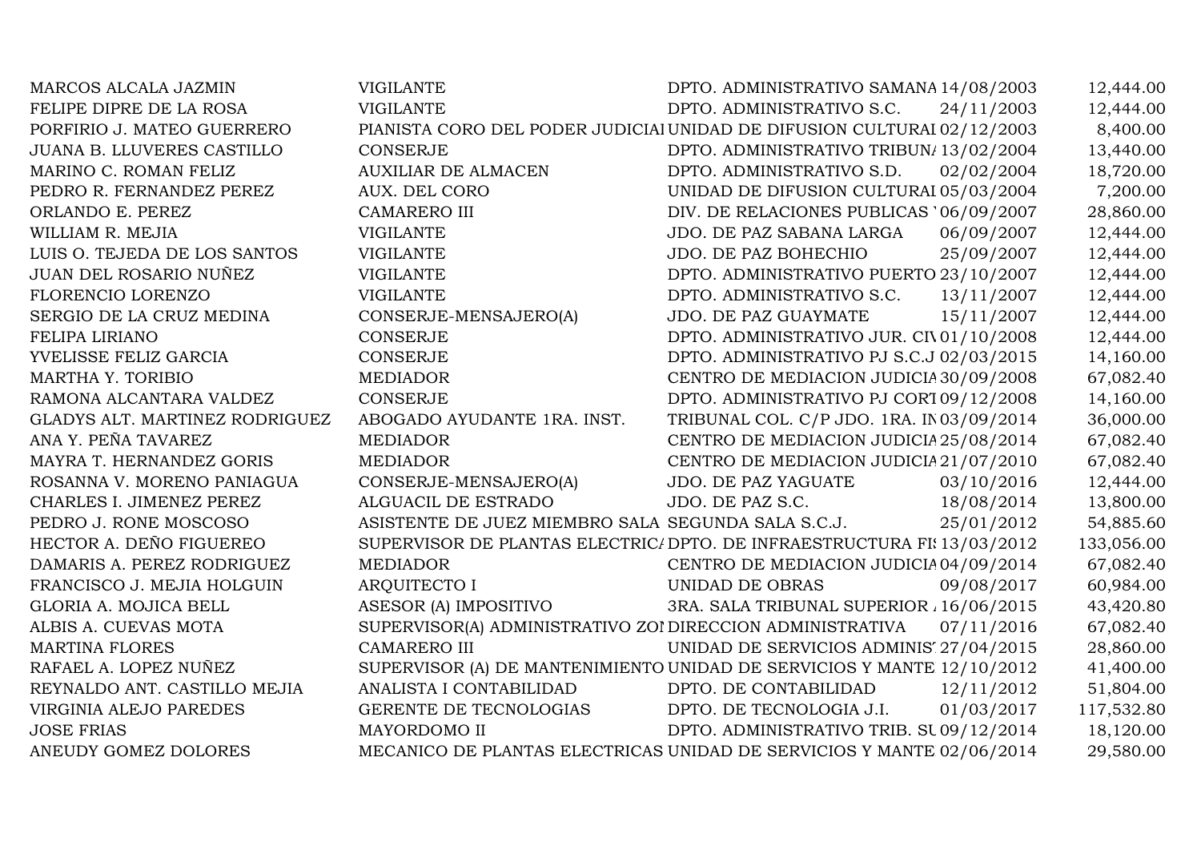| | | | | |
|---|---|---|---|---|
| MARCOS ALCALA JAZMIN | VIGILANTE | DPTO. ADMINISTRATIVO SAMANA | 14/08/2003 | 12,444.00 |
| FELIPE DIPRE DE LA ROSA | VIGILANTE | DPTO. ADMINISTRATIVO S.C. | 24/11/2003 | 12,444.00 |
| PORFIRIO J. MATEO GUERRERO | PIANISTA CORO DEL PODER JUDICIAL | UNIDAD DE DIFUSION CULTURAL | 02/12/2003 | 8,400.00 |
| JUANA B. LLUVERES CASTILLO | CONSERJE | DPTO. ADMINISTRATIVO TRIBUN | 13/02/2004 | 13,440.00 |
| MARINO C. ROMAN FELIZ | AUXILIAR DE ALMACEN | DPTO. ADMINISTRATIVO S.D. | 02/02/2004 | 18,720.00 |
| PEDRO R. FERNANDEZ PEREZ | AUX. DEL CORO | UNIDAD DE DIFUSION CULTURAL | 05/03/2004 | 7,200.00 |
| ORLANDO E. PEREZ | CAMARERO III | DIV. DE RELACIONES PUBLICAS | 06/09/2007 | 28,860.00 |
| WILLIAM R. MEJIA | VIGILANTE | JDO. DE PAZ SABANA LARGA | 06/09/2007 | 12,444.00 |
| LUIS O. TEJEDA DE LOS SANTOS | VIGILANTE | JDO. DE PAZ BOHECHIO | 25/09/2007 | 12,444.00 |
| JUAN DEL ROSARIO NUÑEZ | VIGILANTE | DPTO. ADMINISTRATIVO PUERTO | 23/10/2007 | 12,444.00 |
| FLORENCIO LORENZO | VIGILANTE | DPTO. ADMINISTRATIVO S.C. | 13/11/2007 | 12,444.00 |
| SERGIO DE LA CRUZ MEDINA | CONSERJE-MENSAJERO(A) | JDO. DE PAZ GUAYMATE | 15/11/2007 | 12,444.00 |
| FELIPA LIRIANO | CONSERJE | DPTO. ADMINISTRATIVO JUR. CIV | 01/10/2008 | 12,444.00 |
| YVELISSE FELIZ GARCIA | CONSERJE | DPTO. ADMINISTRATIVO PJ S.C.J | 02/03/2015 | 14,160.00 |
| MARTHA Y. TORIBIO | MEDIADOR | CENTRO DE MEDIACION JUDICIA | 30/09/2008 | 67,082.40 |
| RAMONA ALCANTARA VALDEZ | CONSERJE | DPTO. ADMINISTRATIVO PJ CORT | 09/12/2008 | 14,160.00 |
| GLADYS ALT. MARTINEZ RODRIGUEZ | ABOGADO AYUDANTE 1RA. INST. | TRIBUNAL COL. C/P JDO. 1RA. IN | 03/09/2014 | 36,000.00 |
| ANA Y. PEÑA TAVAREZ | MEDIADOR | CENTRO DE MEDIACION JUDICIA | 25/08/2014 | 67,082.40 |
| MAYRA T. HERNANDEZ GORIS | MEDIADOR | CENTRO DE MEDIACION JUDICIA | 21/07/2010 | 67,082.40 |
| ROSANNA V. MORENO PANIAGUA | CONSERJE-MENSAJERO(A) | JDO. DE PAZ YAGUATE | 03/10/2016 | 12,444.00 |
| CHARLES I. JIMENEZ PEREZ | ALGUACIL DE ESTRADO | JDO. DE PAZ S.C. | 18/08/2014 | 13,800.00 |
| PEDRO J. RONE MOSCOSO | ASISTENTE DE JUEZ MIEMBRO SALA | SEGUNDA SALA S.C.J. | 25/01/2012 | 54,885.60 |
| HECTOR A. DEÑO FIGUEREO | SUPERVISOR DE PLANTAS ELECTRIC | DPTO. DE INFRAESTRUCTURA FI | 13/03/2012 | 133,056.00 |
| DAMARIS A. PEREZ RODRIGUEZ | MEDIADOR | CENTRO DE MEDIACION JUDICIA | 04/09/2014 | 67,082.40 |
| FRANCISCO J. MEJIA HOLGUIN | ARQUITECTO I | UNIDAD DE OBRAS | 09/08/2017 | 60,984.00 |
| GLORIA A. MOJICA BELL | ASESOR (A) IMPOSITIVO | 3RA. SALA TRIBUNAL SUPERIOR | 16/06/2015 | 43,420.80 |
| ALBIS A. CUEVAS MOTA | SUPERVISOR(A) ADMINISTRATIVO ZO | DIRECCION ADMINISTRATIVA | 07/11/2016 | 67,082.40 |
| MARTINA FLORES | CAMARERO III | UNIDAD DE SERVICIOS ADMINIS | 27/04/2015 | 28,860.00 |
| RAFAEL A. LOPEZ NUÑEZ | SUPERVISOR (A) DE MANTENIMIENTO | UNIDAD DE SERVICIOS Y MANTE | 12/10/2012 | 41,400.00 |
| REYNALDO ANT. CASTILLO MEJIA | ANALISTA I CONTABILIDAD | DPTO. DE CONTABILIDAD | 12/11/2012 | 51,804.00 |
| VIRGINIA ALEJO PAREDES | GERENTE DE TECNOLOGIAS | DPTO. DE TECNOLOGIA J.I. | 01/03/2017 | 117,532.80 |
| JOSE FRIAS | MAYORDOMO II | DPTO. ADMINISTRATIVO TRIB. SU | 09/12/2014 | 18,120.00 |
| ANEUDY GOMEZ DOLORES | MECANICO DE PLANTAS ELECTRICAS | UNIDAD DE SERVICIOS Y MANTE | 02/06/2014 | 29,580.00 |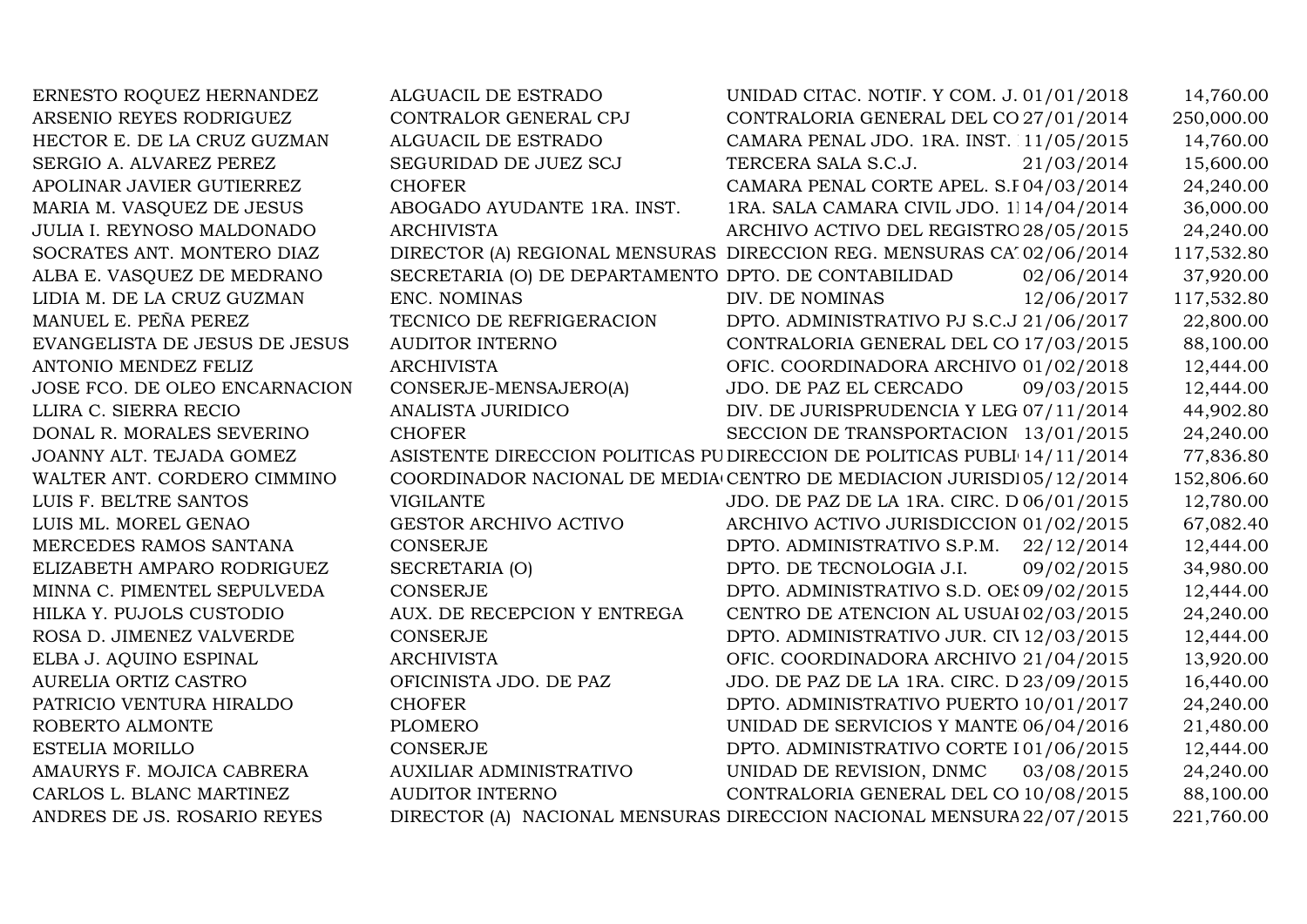| | | | | |
|---|---|---|---|---|
| ERNESTO ROQUEZ HERNANDEZ | ALGUACIL DE ESTRADO | UNIDAD CITAC. NOTIF. Y COM. J. | 01/01/2018 | 14,760.00 |
| ARSENIO REYES RODRIGUEZ | CONTRALOR GENERAL CPJ | CONTRALORIA GENERAL DEL CO | 27/01/2014 | 250,000.00 |
| HECTOR E. DE LA CRUZ GUZMAN | ALGUACIL DE ESTRADO | CAMARA PENAL JDO. 1RA. INST. | 11/05/2015 | 14,760.00 |
| SERGIO A. ALVAREZ PEREZ | SEGURIDAD DE JUEZ SCJ | TERCERA SALA S.C.J. | 21/03/2014 | 15,600.00 |
| APOLINAR JAVIER GUTIERREZ | CHOFER | CAMARA PENAL CORTE APEL. S.F | 04/03/2014 | 24,240.00 |
| MARIA M. VASQUEZ DE JESUS | ABOGADO AYUDANTE 1RA. INST. | 1RA. SALA CAMARA CIVIL JDO. 1 | 14/04/2014 | 36,000.00 |
| JULIA I. REYNOSO MALDONADO | ARCHIVISTA | ARCHIVO ACTIVO DEL REGISTRO | 28/05/2015 | 24,240.00 |
| SOCRATES ANT. MONTERO DIAZ | DIRECTOR (A) REGIONAL MENSURAS | DIRECCION REG. MENSURAS CA | 02/06/2014 | 117,532.80 |
| ALBA E. VASQUEZ DE MEDRANO | SECRETARIA (O) DE DEPARTAMENTO | DPTO. DE CONTABILIDAD | 02/06/2014 | 37,920.00 |
| LIDIA M. DE LA CRUZ GUZMAN | ENC. NOMINAS | DIV. DE NOMINAS | 12/06/2017 | 117,532.80 |
| MANUEL E. PEÑA PEREZ | TECNICO DE REFRIGERACION | DPTO. ADMINISTRATIVO PJ S.C.J | 21/06/2017 | 22,800.00 |
| EVANGELISTA DE JESUS DE JESUS | AUDITOR INTERNO | CONTRALORIA GENERAL DEL CO | 17/03/2015 | 88,100.00 |
| ANTONIO MENDEZ FELIZ | ARCHIVISTA | OFIC. COORDINADORA ARCHIVO | 01/02/2018 | 12,444.00 |
| JOSE FCO. DE OLEO ENCARNACION | CONSERJE-MENSAJERO(A) | JDO. DE PAZ EL CERCADO | 09/03/2015 | 12,444.00 |
| LLIRA C. SIERRA RECIO | ANALISTA JURIDICO | DIV. DE JURISPRUDENCIA Y LEG | 07/11/2014 | 44,902.80 |
| DONAL R. MORALES SEVERINO | CHOFER | SECCION DE TRANSPORTACION | 13/01/2015 | 24,240.00 |
| JOANNY ALT. TEJADA GOMEZ | ASISTENTE DIRECCION POLITICAS PU | DIRECCION DE POLITICAS PUBLI | 14/11/2014 | 77,836.80 |
| WALTER ANT. CORDERO CIMMINO | COORDINADOR NACIONAL DE MEDIA | CENTRO DE MEDIACION JURISDI | 05/12/2014 | 152,806.60 |
| LUIS F. BELTRE SANTOS | VIGILANTE | JDO. DE PAZ DE LA 1RA. CIRC. D | 06/01/2015 | 12,780.00 |
| LUIS ML. MOREL GENAO | GESTOR ARCHIVO ACTIVO | ARCHIVO ACTIVO JURISDICCION | 01/02/2015 | 67,082.40 |
| MERCEDES RAMOS SANTANA | CONSERJE | DPTO. ADMINISTRATIVO S.P.M. | 22/12/2014 | 12,444.00 |
| ELIZABETH AMPARO RODRIGUEZ | SECRETARIA (O) | DPTO. DE TECNOLOGIA J.I. | 09/02/2015 | 34,980.00 |
| MINNA C. PIMENTEL SEPULVEDA | CONSERJE | DPTO. ADMINISTRATIVO S.D. OES | 09/02/2015 | 12,444.00 |
| HILKA Y. PUJOLS CUSTODIO | AUX. DE RECEPCION Y ENTREGA | CENTRO DE ATENCION AL USUAI | 02/03/2015 | 24,240.00 |
| ROSA D. JIMENEZ VALVERDE | CONSERJE | DPTO. ADMINISTRATIVO JUR. CIV | 12/03/2015 | 12,444.00 |
| ELBA J. AQUINO ESPINAL | ARCHIVISTA | OFIC. COORDINADORA ARCHIVO | 21/04/2015 | 13,920.00 |
| AURELIA ORTIZ CASTRO | OFICINISTA JDO. DE PAZ | JDO. DE PAZ DE LA 1RA. CIRC. D | 23/09/2015 | 16,440.00 |
| PATRICIO VENTURA HIRALDO | CHOFER | DPTO. ADMINISTRATIVO PUERTO | 10/01/2017 | 24,240.00 |
| ROBERTO ALMONTE | PLOMERO | UNIDAD DE SERVICIOS Y MANTE | 06/04/2016 | 21,480.00 |
| ESTELIA MORILLO | CONSERJE | DPTO. ADMINISTRATIVO CORTE I | 01/06/2015 | 12,444.00 |
| AMAURYS F. MOJICA CABRERA | AUXILIAR ADMINISTRATIVO | UNIDAD DE REVISION, DNMC | 03/08/2015 | 24,240.00 |
| CARLOS L. BLANC MARTINEZ | AUDITOR INTERNO | CONTRALORIA GENERAL DEL CO | 10/08/2015 | 88,100.00 |
| ANDRES DE JS. ROSARIO REYES | DIRECTOR (A) NACIONAL MENSURAS | DIRECCION NACIONAL MENSURA | 22/07/2015 | 221,760.00 |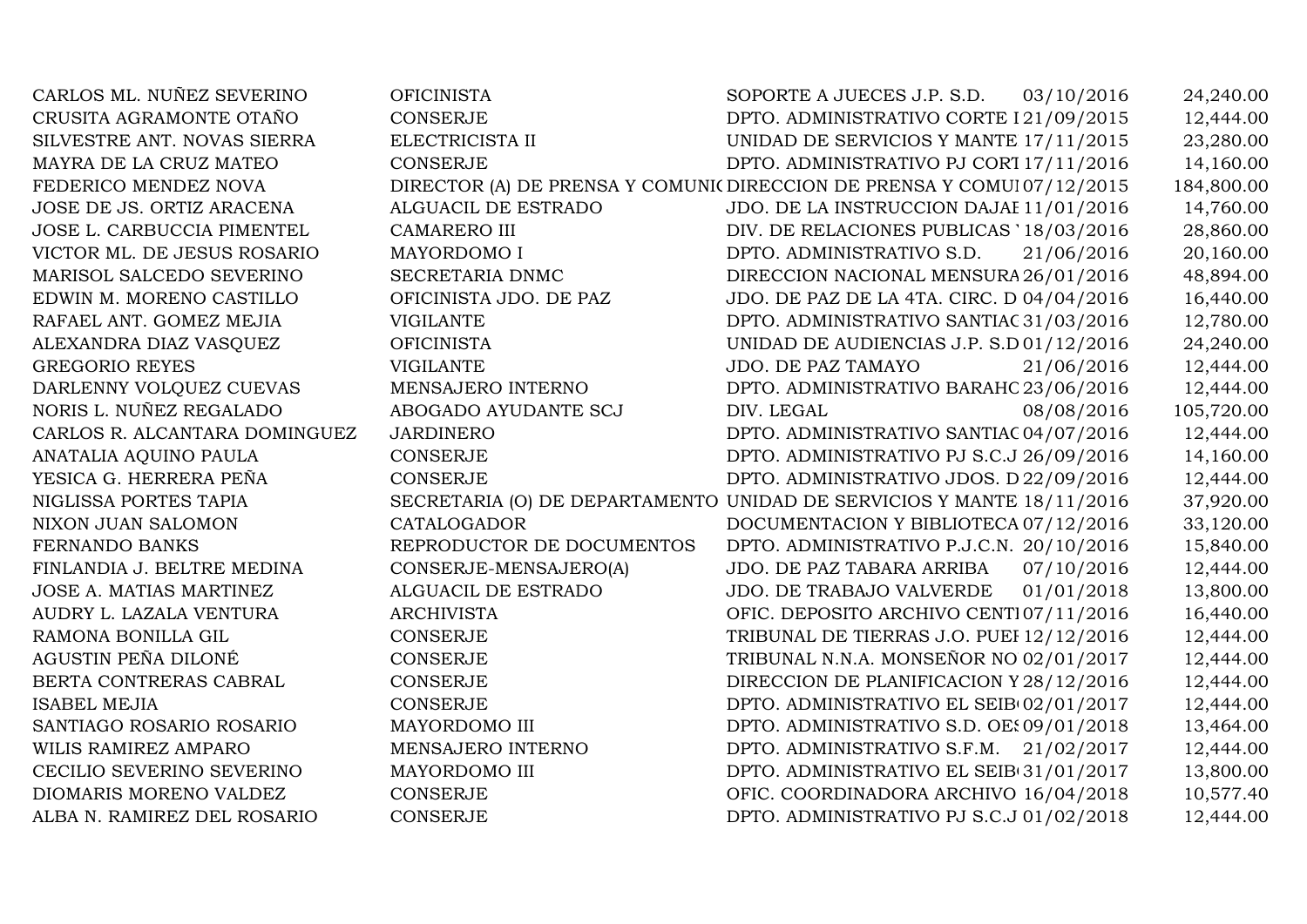| | | | | |
|---|---|---|---|---|
| CARLOS ML. NUÑEZ SEVERINO | OFICINISTA | SOPORTE A JUECES J.P. S.D. | 03/10/2016 | 24,240.00 |
| CRUSITA AGRAMONTE OTAÑO | CONSERJE | DPTO. ADMINISTRATIVO CORTE I | 21/09/2015 | 12,444.00 |
| SILVESTRE ANT. NOVAS SIERRA | ELECTRICISTA II | UNIDAD DE SERVICIOS Y MANTE | 17/11/2015 | 23,280.00 |
| MAYRA DE LA CRUZ MATEO | CONSERJE | DPTO. ADMINISTRATIVO PJ CORT | 17/11/2016 | 14,160.00 |
| FEDERICO MENDEZ NOVA | DIRECTOR (A) DE PRENSA Y COMUNIC | DIRECCION DE PRENSA Y COMUI | 07/12/2015 | 184,800.00 |
| JOSE DE JS. ORTIZ ARACENA | ALGUACIL DE ESTRADO | JDO. DE LA INSTRUCCION DAJAI | 11/01/2016 | 14,760.00 |
| JOSE L. CARBUCCIA PIMENTEL | CAMARERO III | DIV. DE RELACIONES PUBLICAS | 18/03/2016 | 28,860.00 |
| VICTOR ML. DE JESUS ROSARIO | MAYORDOMO I | DPTO. ADMINISTRATIVO S.D. | 21/06/2016 | 20,160.00 |
| MARISOL SALCEDO SEVERINO | SECRETARIA DNMC | DIRECCION NACIONAL MENSURA | 26/01/2016 | 48,894.00 |
| EDWIN M. MORENO CASTILLO | OFICINISTA JDO. DE PAZ | JDO. DE PAZ DE LA 4TA. CIRC. D | 04/04/2016 | 16,440.00 |
| RAFAEL ANT. GOMEZ MEJIA | VIGILANTE | DPTO. ADMINISTRATIVO SANTIAC | 31/03/2016 | 12,780.00 |
| ALEXANDRA DIAZ VASQUEZ | OFICINISTA | UNIDAD DE AUDIENCIAS J.P. S.D | 01/12/2016 | 24,240.00 |
| GREGORIO REYES | VIGILANTE | JDO. DE PAZ TAMAYO | 21/06/2016 | 12,444.00 |
| DARLENNY VOLQUEZ CUEVAS | MENSAJERO INTERNO | DPTO. ADMINISTRATIVO BARAHC | 23/06/2016 | 12,444.00 |
| NORIS L. NUÑEZ REGALADO | ABOGADO AYUDANTE SCJ | DIV. LEGAL | 08/08/2016 | 105,720.00 |
| CARLOS R. ALCANTARA DOMINGUEZ | JARDINERO | DPTO. ADMINISTRATIVO SANTIAC | 04/07/2016 | 12,444.00 |
| ANATALIA AQUINO PAULA | CONSERJE | DPTO. ADMINISTRATIVO PJ S.C.J | 26/09/2016 | 14,160.00 |
| YESICA G. HERRERA PEÑA | CONSERJE | DPTO. ADMINISTRATIVO JDOS. D | 22/09/2016 | 12,444.00 |
| NIGLISSA PORTES TAPIA | SECRETARIA (O) DE DEPARTAMENTO | UNIDAD DE SERVICIOS Y MANTE | 18/11/2016 | 37,920.00 |
| NIXON JUAN SALOMON | CATALOGADOR | DOCUMENTACION Y BIBLIOTECA | 07/12/2016 | 33,120.00 |
| FERNANDO BANKS | REPRODUCTOR DE DOCUMENTOS | DPTO. ADMINISTRATIVO P.J.C.N. | 20/10/2016 | 15,840.00 |
| FINLANDIA J. BELTRE MEDINA | CONSERJE-MENSAJERO(A) | JDO. DE PAZ TABARA ARRIBA | 07/10/2016 | 12,444.00 |
| JOSE A. MATIAS MARTINEZ | ALGUACIL DE ESTRADO | JDO. DE TRABAJO VALVERDE | 01/01/2018 | 13,800.00 |
| AUDRY L. LAZALA VENTURA | ARCHIVISTA | OFIC. DEPOSITO ARCHIVO CENTI | 07/11/2016 | 16,440.00 |
| RAMONA BONILLA GIL | CONSERJE | TRIBUNAL DE TIERRAS J.O. PUEI | 12/12/2016 | 12,444.00 |
| AGUSTIN PEÑA DILONÉ | CONSERJE | TRIBUNAL N.N.A. MONSEÑOR NO | 02/01/2017 | 12,444.00 |
| BERTA CONTRERAS CABRAL | CONSERJE | DIRECCION DE PLANIFICACION Y | 28/12/2016 | 12,444.00 |
| ISABEL MEJIA | CONSERJE | DPTO. ADMINISTRATIVO EL SEIB | 02/01/2017 | 12,444.00 |
| SANTIAGO ROSARIO ROSARIO | MAYORDOMO III | DPTO. ADMINISTRATIVO S.D. OE | 09/01/2018 | 13,464.00 |
| WILIS RAMIREZ AMPARO | MENSAJERO INTERNO | DPTO. ADMINISTRATIVO S.F.M. | 21/02/2017 | 12,444.00 |
| CECILIO SEVERINO SEVERINO | MAYORDOMO III | DPTO. ADMINISTRATIVO EL SEIB | 31/01/2017 | 13,800.00 |
| DIOMARIS MORENO VALDEZ | CONSERJE | OFIC. COORDINADORA ARCHIVO | 16/04/2018 | 10,577.40 |
| ALBA N. RAMIREZ DEL ROSARIO | CONSERJE | DPTO. ADMINISTRATIVO PJ S.C.J | 01/02/2018 | 12,444.00 |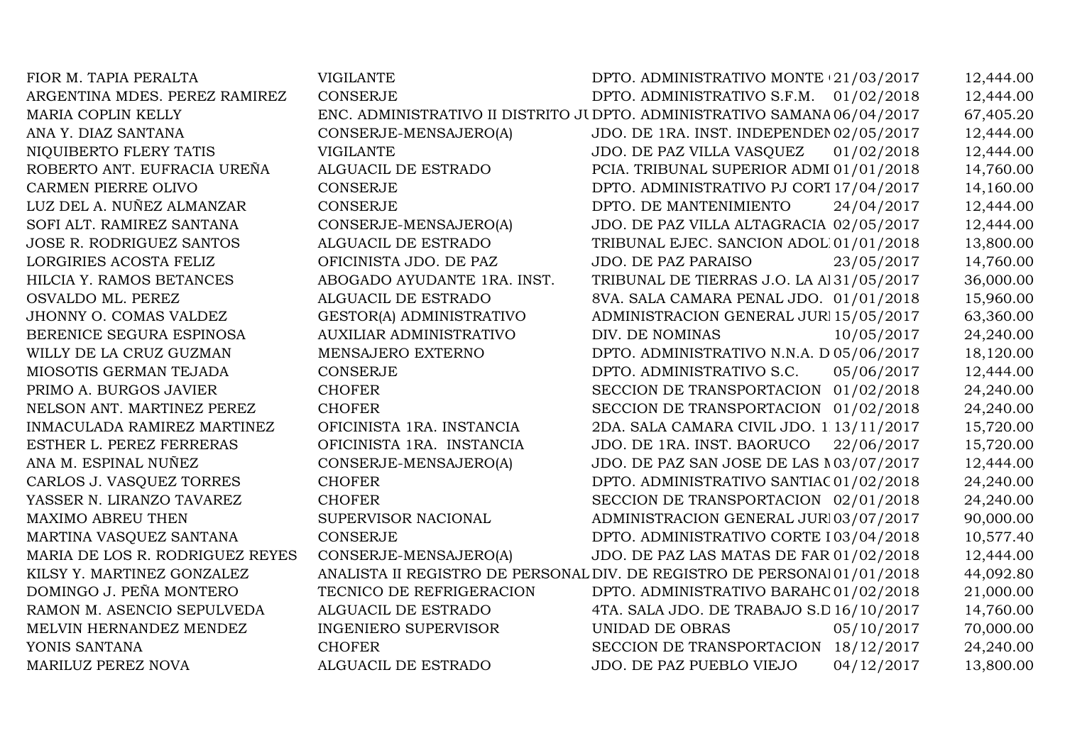| | | | | |
|---|---|---|---|---|
| FIOR M. TAPIA PERALTA | VIGILANTE | DPTO. ADMINISTRATIVO MONTE | 21/03/2017 | 12,444.00 |
| ARGENTINA MDES. PEREZ RAMIREZ | CONSERJE | DPTO. ADMINISTRATIVO S.F.M. | 01/02/2018 | 12,444.00 |
| MARIA COPLIN KELLY | ENC. ADMINISTRATIVO II DISTRITO JU | DPTO. ADMINISTRATIVO SAMANA | 06/04/2017 | 67,405.20 |
| ANA Y. DIAZ SANTANA | CONSERJE-MENSAJERO(A) | JDO. DE 1RA. INST. INDEPENDEN | 02/05/2017 | 12,444.00 |
| NIQUIBERTO FLERY TATIS | VIGILANTE | JDO. DE PAZ VILLA VASQUEZ | 01/02/2018 | 12,444.00 |
| ROBERTO ANT. EUFRACIA UREÑA | ALGUACIL DE ESTRADO | PCIA. TRIBUNAL SUPERIOR ADMI | 01/01/2018 | 14,760.00 |
| CARMEN PIERRE OLIVO | CONSERJE | DPTO. ADMINISTRATIVO PJ CORT | 17/04/2017 | 14,160.00 |
| LUZ DEL A. NUÑEZ ALMANZAR | CONSERJE | DPTO. DE MANTENIMIENTO | 24/04/2017 | 12,444.00 |
| SOFI ALT. RAMIREZ SANTANA | CONSERJE-MENSAJERO(A) | JDO. DE PAZ VILLA ALTAGRACIA | 02/05/2017 | 12,444.00 |
| JOSE R. RODRIGUEZ SANTOS | ALGUACIL DE ESTRADO | TRIBUNAL EJEC. SANCION ADOL | 01/01/2018 | 13,800.00 |
| LORGIRIES ACOSTA FELIZ | OFICINISTA JDO. DE PAZ | JDO. DE PAZ PARAISO | 23/05/2017 | 14,760.00 |
| HILCIA Y. RAMOS BETANCES | ABOGADO AYUDANTE 1RA. INST. | TRIBUNAL DE TIERRAS J.O. LA A | 31/05/2017 | 36,000.00 |
| OSVALDO ML. PEREZ | ALGUACIL DE ESTRADO | 8VA. SALA CAMARA PENAL JDO. | 01/01/2018 | 15,960.00 |
| JHONNY O. COMAS VALDEZ | GESTOR(A) ADMINISTRATIVO | ADMINISTRACION GENERAL JUR | 15/05/2017 | 63,360.00 |
| BERENICE SEGURA ESPINOSA | AUXILIAR ADMINISTRATIVO | DIV. DE NOMINAS | 10/05/2017 | 24,240.00 |
| WILLY DE LA CRUZ GUZMAN | MENSAJERO EXTERNO | DPTO. ADMINISTRATIVO N.N.A. D | 05/06/2017 | 18,120.00 |
| MIOSOTIS GERMAN TEJADA | CONSERJE | DPTO. ADMINISTRATIVO S.C. | 05/06/2017 | 12,444.00 |
| PRIMO A. BURGOS JAVIER | CHOFER | SECCION DE TRANSPORTACION | 01/02/2018 | 24,240.00 |
| NELSON ANT. MARTINEZ PEREZ | CHOFER | SECCION DE TRANSPORTACION | 01/02/2018 | 24,240.00 |
| INMACULADA RAMIREZ MARTINEZ | OFICINISTA 1RA. INSTANCIA | 2DA. SALA CAMARA CIVIL JDO. 1 | 13/11/2017 | 15,720.00 |
| ESTHER L. PEREZ FERRERAS | OFICINISTA 1RA. INSTANCIA | JDO. DE 1RA. INST. BAORUCO | 22/06/2017 | 15,720.00 |
| ANA M. ESPINAL NUÑEZ | CONSERJE-MENSAJERO(A) | JDO. DE PAZ SAN JOSE DE LAS M | 03/07/2017 | 12,444.00 |
| CARLOS J. VASQUEZ TORRES | CHOFER | DPTO. ADMINISTRATIVO SANTIAC | 01/02/2018 | 24,240.00 |
| YASSER N. LIRANZO TAVAREZ | CHOFER | SECCION DE TRANSPORTACION | 02/01/2018 | 24,240.00 |
| MAXIMO ABREU THEN | SUPERVISOR NACIONAL | ADMINISTRACION GENERAL JUR | 03/07/2017 | 90,000.00 |
| MARTINA VASQUEZ SANTANA | CONSERJE | DPTO. ADMINISTRATIVO CORTE I | 03/04/2018 | 10,577.40 |
| MARIA DE LOS R. RODRIGUEZ REYES | CONSERJE-MENSAJERO(A) | JDO. DE PAZ LAS MATAS DE FAR | 01/02/2018 | 12,444.00 |
| KILSY Y. MARTINEZ GONZALEZ | ANALISTA II REGISTRO DE PERSONAL | DIV. DE REGISTRO DE PERSONAL | 01/01/2018 | 44,092.80 |
| DOMINGO J. PEÑA MONTERO | TECNICO DE REFRIGERACION | DPTO. ADMINISTRATIVO BARAHC | 01/02/2018 | 21,000.00 |
| RAMON M. ASENCIO SEPULVEDA | ALGUACIL DE ESTRADO | 4TA. SALA JDO. DE TRABAJO S.D | 16/10/2017 | 14,760.00 |
| MELVIN HERNANDEZ MENDEZ | INGENIERO SUPERVISOR | UNIDAD DE OBRAS | 05/10/2017 | 70,000.00 |
| YONIS SANTANA | CHOFER | SECCION DE TRANSPORTACION | 18/12/2017 | 24,240.00 |
| MARILUZ PEREZ NOVA | ALGUACIL DE ESTRADO | JDO. DE PAZ PUEBLO VIEJO | 04/12/2017 | 13,800.00 |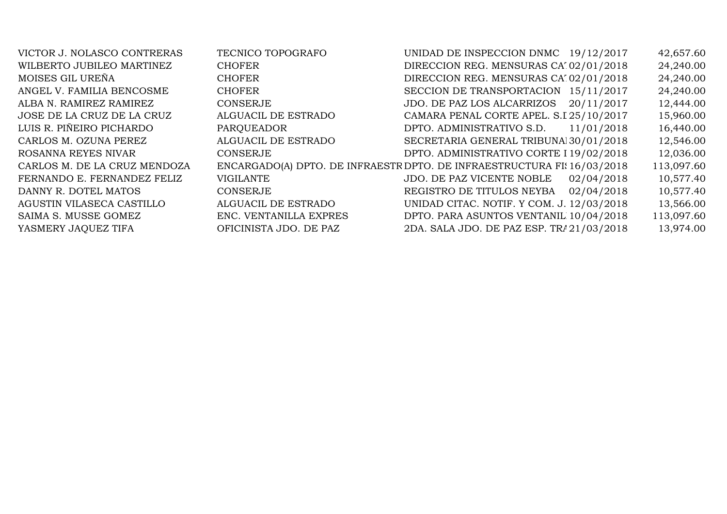| | | | | |
|---|---|---|---|---|
| VICTOR J. NOLASCO CONTRERAS | TECNICO TOPOGRAFO | UNIDAD DE INSPECCION DNMC | 19/12/2017 | 42,657.60 |
| WILBERTO JUBILEO MARTINEZ | CHOFER | DIRECCION REG. MENSURAS CA | 02/01/2018 | 24,240.00 |
| MOISES GIL UREÑA | CHOFER | DIRECCION REG. MENSURAS CA | 02/01/2018 | 24,240.00 |
| ANGEL V. FAMILIA BENCOSME | CHOFER | SECCION DE TRANSPORTACION | 15/11/2017 | 24,240.00 |
| ALBA N. RAMIREZ RAMIREZ | CONSERJE | JDO. DE PAZ LOS ALCARRIZOS | 20/11/2017 | 12,444.00 |
| JOSE DE LA CRUZ DE LA CRUZ | ALGUACIL DE ESTRADO | CAMARA PENAL CORTE APEL. S.I | 25/10/2017 | 15,960.00 |
| LUIS R. PIÑEIRO PICHARDO | PARQUEADOR | DPTO. ADMINISTRATIVO S.D. | 11/01/2018 | 16,440.00 |
| CARLOS M. OZUNA PEREZ | ALGUACIL DE ESTRADO | SECRETARIA GENERAL TRIBUNA | 30/01/2018 | 12,546.00 |
| ROSANNA REYES NIVAR | CONSERJE | DPTO. ADMINISTRATIVO CORTE I | 19/02/2018 | 12,036.00 |
| CARLOS M. DE LA CRUZ MENDOZA | ENCARGADO(A) DPTO. DE INFRAESTR | DPTO. DE INFRAESTRUCTURA FI | 16/03/2018 | 113,097.60 |
| FERNANDO E. FERNANDEZ FELIZ | VIGILANTE | JDO. DE PAZ VICENTE NOBLE | 02/04/2018 | 10,577.40 |
| DANNY R. DOTEL MATOS | CONSERJE | REGISTRO DE TITULOS NEYBA | 02/04/2018 | 10,577.40 |
| AGUSTIN VILASECA CASTILLO | ALGUACIL DE ESTRADO | UNIDAD CITAC. NOTIF. Y COM. J. | 12/03/2018 | 13,566.00 |
| SAIMA S. MUSSE GOMEZ | ENC. VENTANILLA EXPRES | DPTO. PARA ASUNTOS VENTANIL | 10/04/2018 | 113,097.60 |
| YASMERY JAQUEZ TIFA | OFICINISTA JDO. DE PAZ | 2DA. SALA JDO. DE PAZ ESP. TR | 21/03/2018 | 13,974.00 |